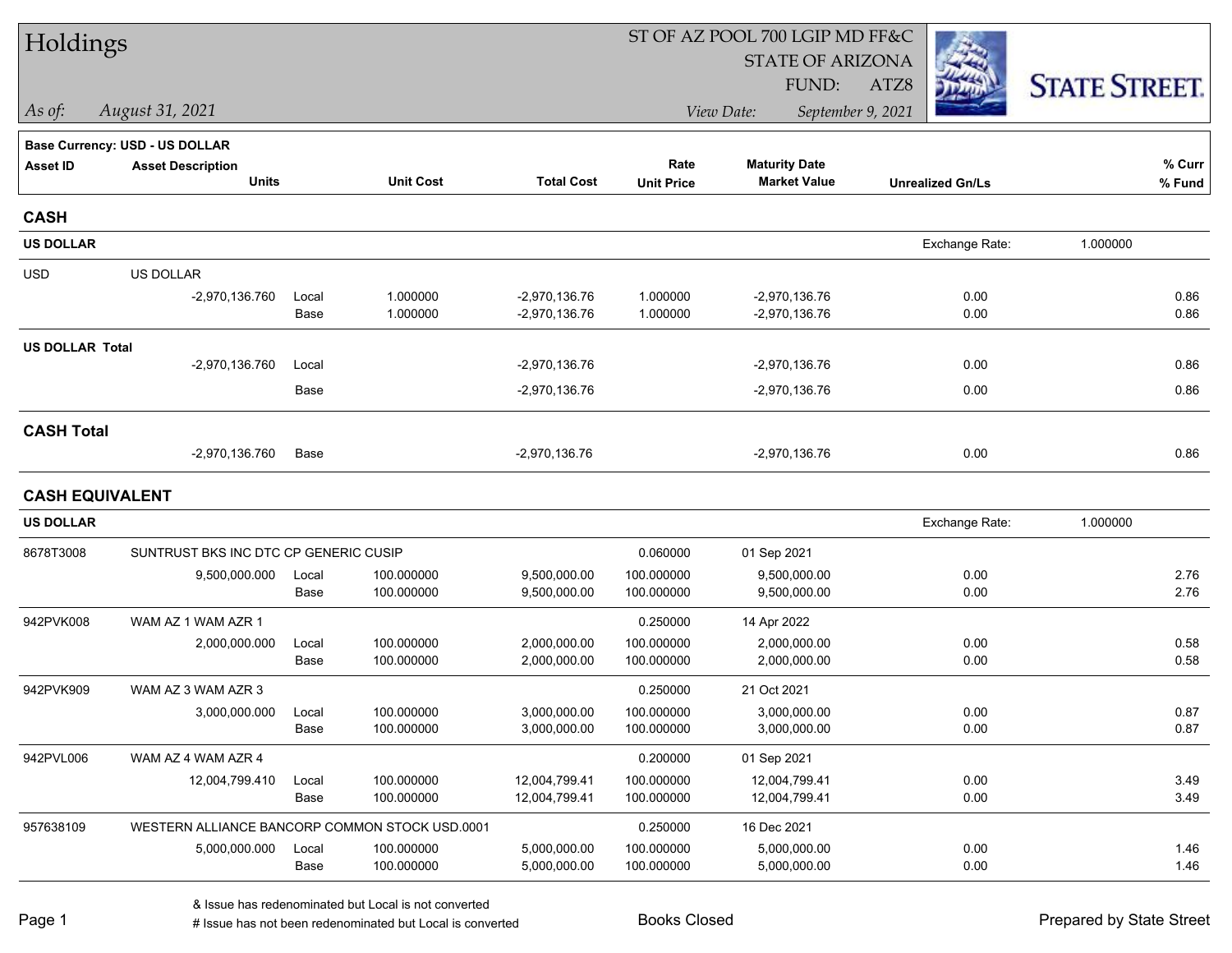# Holdings

ST OF AZ POOL 700 LGIP MD FF&C
STATE OF ARIZONA
FUND: ATZ8

*As of: August 31, 2021*

*View Date: September 9, 2021*

STATE STREET.

**Base Currency: USD - US DOLLAR**

| Asset ID | Asset Description Units | | Unit Cost | Total Cost | Rate Unit Price | Maturity Date Market Value | Unrealized Gn/Ls | % Curr % Fund |
|---|---|---|---|---|---|---|---|---|
| **CASH** | | | | | | | | |
| **US DOLLAR** | | | | | | | Exchange Rate: 1.000000 | |
| USD | US DOLLAR | | | | | | | |
| | -2,970,136.760 | Local | 1.000000 | -2,970,136.76 | 1.000000 | -2,970,136.76 | 0.00 | 0.86 |
| | | Base | 1.000000 | -2,970,136.76 | 1.000000 | -2,970,136.76 | 0.00 | 0.86 |
| **US DOLLAR Total** | | | | | | | | |
| | -2,970,136.760 | Local | | -2,970,136.76 | | -2,970,136.76 | 0.00 | 0.86 |
| | | Base | | -2,970,136.76 | | -2,970,136.76 | 0.00 | 0.86 |
| **CASH Total** | | | | | | | | |
| | -2,970,136.760 | Base | | -2,970,136.76 | | -2,970,136.76 | 0.00 | 0.86 |
| **CASH EQUIVALENT** | | | | | | | | |
| **US DOLLAR** | | | | | | | Exchange Rate: 1.000000 | |
| 8678T3008 | SUNTRUST BKS INC DTC CP GENERIC CUSIP | | | | 0.060000 | 01 Sep 2021 | | |
| | 9,500,000.000 | Local | 100.000000 | 9,500,000.00 | 100.000000 | 9,500,000.00 | 0.00 | 2.76 |
| | | Base | 100.000000 | 9,500,000.00 | 100.000000 | 9,500,000.00 | 0.00 | 2.76 |
| 942PVK008 | WAM AZ 1 WAM AZR 1 | | | | 0.250000 | 14 Apr 2022 | | |
| | 2,000,000.000 | Local | 100.000000 | 2,000,000.00 | 100.000000 | 2,000,000.00 | 0.00 | 0.58 |
| | | Base | 100.000000 | 2,000,000.00 | 100.000000 | 2,000,000.00 | 0.00 | 0.58 |
| 942PVK909 | WAM AZ 3 WAM AZR 3 | | | | 0.250000 | 21 Oct 2021 | | |
| | 3,000,000.000 | Local | 100.000000 | 3,000,000.00 | 100.000000 | 3,000,000.00 | 0.00 | 0.87 |
| | | Base | 100.000000 | 3,000,000.00 | 100.000000 | 3,000,000.00 | 0.00 | 0.87 |
| 942PVL006 | WAM AZ 4 WAM AZR 4 | | | | 0.200000 | 01 Sep 2021 | | |
| | 12,004,799.410 | Local | 100.000000 | 12,004,799.41 | 100.000000 | 12,004,799.41 | 0.00 | 3.49 |
| | | Base | 100.000000 | 12,004,799.41 | 100.000000 | 12,004,799.41 | 0.00 | 3.49 |
| 957638109 | WESTERN ALLIANCE BANCORP COMMON STOCK USD.0001 | | | | 0.250000 | 16 Dec 2021 | | |
| | 5,000,000.000 | Local | 100.000000 | 5,000,000.00 | 100.000000 | 5,000,000.00 | 0.00 | 1.46 |
| | | Base | 100.000000 | 5,000,000.00 | 100.000000 | 5,000,000.00 | 0.00 | 1.46 |

& Issue has redenominated but Local is not converted
# Issue has not been redenominated but Local is converted

Books Closed

Prepared by State Street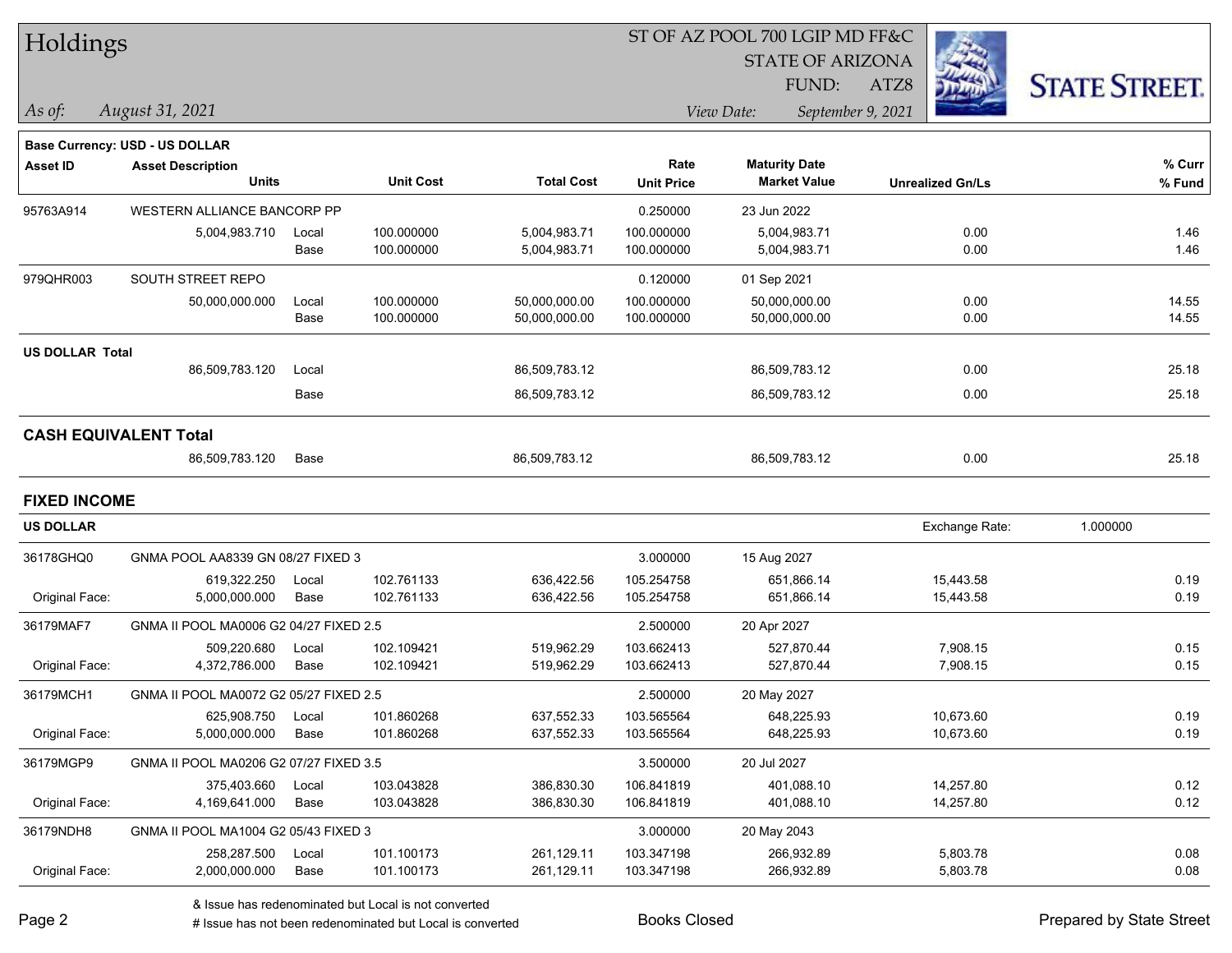**Base Currency: USD - US DOLLAR**

| Asset ID | Asset Description / Units | | Unit Cost | Total Cost | Rate / Unit Price | Maturity Date / Market Value | Unrealized Gn/Ls | % Curr / % Fund |
|---|---|---|---|---|---|---|---|---|
| 95763A914 | WESTERN ALLIANCE BANCORP PP | | | | 0.250000 | 23 Jun 2022 | | |
| | 5,004,983.710 | Local | 100.000000 | 5,004,983.71 | 100.000000 | 5,004,983.71 | 0.00 | 1.46 |
| | | Base | 100.000000 | 5,004,983.71 | 100.000000 | 5,004,983.71 | 0.00 | 1.46 |
| 979QHR003 | SOUTH STREET REPO | | | | 0.120000 | 01 Sep 2021 | | |
| | 50,000,000.000 | Local | 100.000000 | 50,000,000.00 | 100.000000 | 50,000,000.00 | 0.00 | 14.55 |
| | | Base | 100.000000 | 50,000,000.00 | 100.000000 | 50,000,000.00 | 0.00 | 14.55 |
| **US DOLLAR Total** | | | | | | | | |
| | 86,509,783.120 | Local | | 86,509,783.12 | | 86,509,783.12 | 0.00 | 25.18 |
| | | Base | | 86,509,783.12 | | 86,509,783.12 | 0.00 | 25.18 |

## CASH EQUIVALENT Total

| | Units | | | Total Cost | | Market Value | Unrealized Gn/Ls | % Fund |
|---|---|---|---|---|---|---|---|---|
| | 86,509,783.120 | Base | | 86,509,783.12 | | 86,509,783.12 | 0.00 | 25.18 |

## FIXED INCOME

**US DOLLAR** — Exchange Rate: 1.000000

| Asset ID | Asset Description / Units | | Unit Cost | Total Cost | Rate / Unit Price | Maturity Date / Market Value | Unrealized Gn/Ls | % Curr / % Fund |
|---|---|---|---|---|---|---|---|---|
| 36178GHQ0 | GNMA POOL AA8339 GN 08/27 FIXED 3 | | | | 3.000000 | 15 Aug 2027 | | |
| | 619,322.250 | Local | 102.761133 | 636,422.56 | 105.254758 | 651,866.14 | 15,443.58 | 0.19 |
| Original Face: | 5,000,000.000 | Base | 102.761133 | 636,422.56 | 105.254758 | 651,866.14 | 15,443.58 | 0.19 |
| 36179MAF7 | GNMA II POOL MA0006 G2 04/27 FIXED 2.5 | | | | 2.500000 | 20 Apr 2027 | | |
| | 509,220.680 | Local | 102.109421 | 519,962.29 | 103.662413 | 527,870.44 | 7,908.15 | 0.15 |
| Original Face: | 4,372,786.000 | Base | 102.109421 | 519,962.29 | 103.662413 | 527,870.44 | 7,908.15 | 0.15 |
| 36179MCH1 | GNMA II POOL MA0072 G2 05/27 FIXED 2.5 | | | | 2.500000 | 20 May 2027 | | |
| | 625,908.750 | Local | 101.860268 | 637,552.33 | 103.565564 | 648,225.93 | 10,673.60 | 0.19 |
| Original Face: | 5,000,000.000 | Base | 101.860268 | 637,552.33 | 103.565564 | 648,225.93 | 10,673.60 | 0.19 |
| 36179MGP9 | GNMA II POOL MA0206 G2 07/27 FIXED 3.5 | | | | 3.500000 | 20 Jul 2027 | | |
| | 375,403.660 | Local | 103.043828 | 386,830.30 | 106.841819 | 401,088.10 | 14,257.80 | 0.12 |
| Original Face: | 4,169,641.000 | Base | 103.043828 | 386,830.30 | 106.841819 | 401,088.10 | 14,257.80 | 0.12 |
| 36179NDH8 | GNMA II POOL MA1004 G2 05/43 FIXED 3 | | | | 3.000000 | 20 May 2043 | | |
| | 258,287.500 | Local | 101.100173 | 261,129.11 | 103.347198 | 266,932.89 | 5,803.78 | 0.08 |
| Original Face: | 2,000,000.000 | Base | 101.100173 | 261,129.11 | 103.347198 | 266,932.89 | 5,803.78 | 0.08 |

& Issue has redenominated but Local is not converted

# Issue has not been redenominated but Local is converted

Books Closed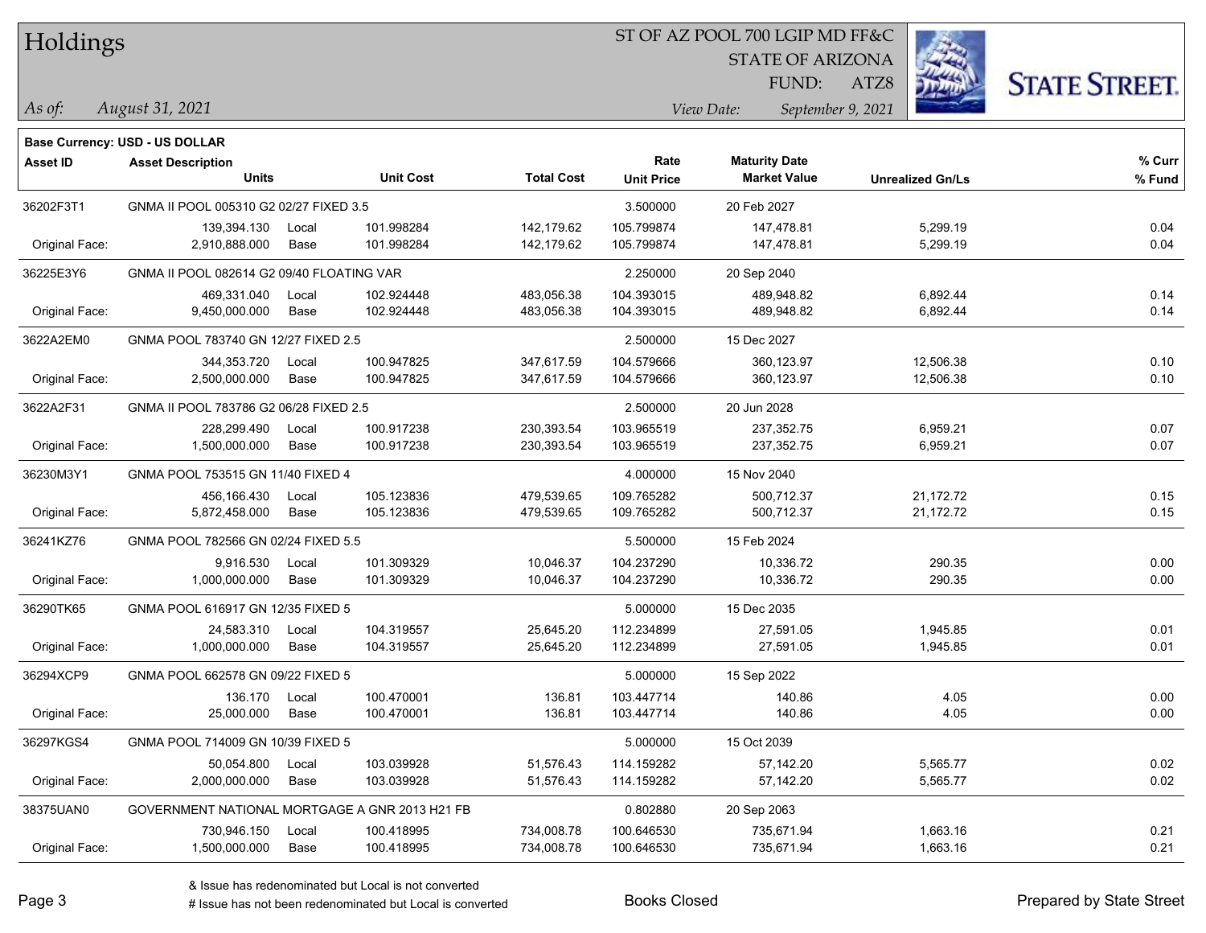# Holdings

ST OF AZ POOL 700 LGIP MD FF&C
STATE OF ARIZONA
FUND: ATZ8

*As of:* *August 31, 2021*

*View Date:* *September 9, 2021*

**Base Currency: USD - US DOLLAR**

| Asset ID | Asset Description / Units | | Unit Cost | Total Cost | Rate / Unit Price | Maturity Date / Market Value | Unrealized Gn/Ls | % Curr / % Fund |
|---|---|---|---|---|---|---|---|---|
| 36202F3T1 | GNMA II POOL 005310 G2 02/27 FIXED 3.5 | | | | 3.500000 | 20 Feb 2027 | | |
| | 139,394.130 | Local | 101.998284 | 142,179.62 | 105.799874 | 147,478.81 | 5,299.19 | 0.04 |
| Original Face: | 2,910,888.000 | Base | 101.998284 | 142,179.62 | 105.799874 | 147,478.81 | 5,299.19 | 0.04 |
| 36225E3Y6 | GNMA II POOL 082614 G2 09/40 FLOATING VAR | | | | 2.250000 | 20 Sep 2040 | | |
| | 469,331.040 | Local | 102.924448 | 483,056.38 | 104.393015 | 489,948.82 | 6,892.44 | 0.14 |
| Original Face: | 9,450,000.000 | Base | 102.924448 | 483,056.38 | 104.393015 | 489,948.82 | 6,892.44 | 0.14 |
| 3622A2EM0 | GNMA POOL 783740 GN 12/27 FIXED 2.5 | | | | 2.500000 | 15 Dec 2027 | | |
| | 344,353.720 | Local | 100.947825 | 347,617.59 | 104.579666 | 360,123.97 | 12,506.38 | 0.10 |
| Original Face: | 2,500,000.000 | Base | 100.947825 | 347,617.59 | 104.579666 | 360,123.97 | 12,506.38 | 0.10 |
| 3622A2F31 | GNMA II POOL 783786 G2 06/28 FIXED 2.5 | | | | 2.500000 | 20 Jun 2028 | | |
| | 228,299.490 | Local | 100.917238 | 230,393.54 | 103.965519 | 237,352.75 | 6,959.21 | 0.07 |
| Original Face: | 1,500,000.000 | Base | 100.917238 | 230,393.54 | 103.965519 | 237,352.75 | 6,959.21 | 0.07 |
| 36230M3Y1 | GNMA POOL 753515 GN 11/40 FIXED 4 | | | | 4.000000 | 15 Nov 2040 | | |
| | 456,166.430 | Local | 105.123836 | 479,539.65 | 109.765282 | 500,712.37 | 21,172.72 | 0.15 |
| Original Face: | 5,872,458.000 | Base | 105.123836 | 479,539.65 | 109.765282 | 500,712.37 | 21,172.72 | 0.15 |
| 36241KZ76 | GNMA POOL 782566 GN 02/24 FIXED 5.5 | | | | 5.500000 | 15 Feb 2024 | | |
| | 9,916.530 | Local | 101.309329 | 10,046.37 | 104.237290 | 10,336.72 | 290.35 | 0.00 |
| Original Face: | 1,000,000.000 | Base | 101.309329 | 10,046.37 | 104.237290 | 10,336.72 | 290.35 | 0.00 |
| 36290TK65 | GNMA POOL 616917 GN 12/35 FIXED 5 | | | | 5.000000 | 15 Dec 2035 | | |
| | 24,583.310 | Local | 104.319557 | 25,645.20 | 112.234899 | 27,591.05 | 1,945.85 | 0.01 |
| Original Face: | 1,000,000.000 | Base | 104.319557 | 25,645.20 | 112.234899 | 27,591.05 | 1,945.85 | 0.01 |
| 36294XCP9 | GNMA POOL 662578 GN 09/22 FIXED 5 | | | | 5.000000 | 15 Sep 2022 | | |
| | 136.170 | Local | 100.470001 | 136.81 | 103.447714 | 140.86 | 4.05 | 0.00 |
| Original Face: | 25,000.000 | Base | 100.470001 | 136.81 | 103.447714 | 140.86 | 4.05 | 0.00 |
| 36297KGS4 | GNMA POOL 714009 GN 10/39 FIXED 5 | | | | 5.000000 | 15 Oct 2039 | | |
| | 50,054.800 | Local | 103.039928 | 51,576.43 | 114.159282 | 57,142.20 | 5,565.77 | 0.02 |
| Original Face: | 2,000,000.000 | Base | 103.039928 | 51,576.43 | 114.159282 | 57,142.20 | 5,565.77 | 0.02 |
| 38375UAN0 | GOVERNMENT NATIONAL MORTGAGE A GNR 2013 H21 FB | | | | 0.802880 | 20 Sep 2063 | | |
| | 730,946.150 | Local | 100.418995 | 734,008.78 | 100.646530 | 735,671.94 | 1,663.16 | 0.21 |
| Original Face: | 1,500,000.000 | Base | 100.418995 | 734,008.78 | 100.646530 | 735,671.94 | 1,663.16 | 0.21 |

& Issue has redenominated but Local is not converted
# Issue has not been redenominated but Local is converted

Books Closed

Prepared by State Street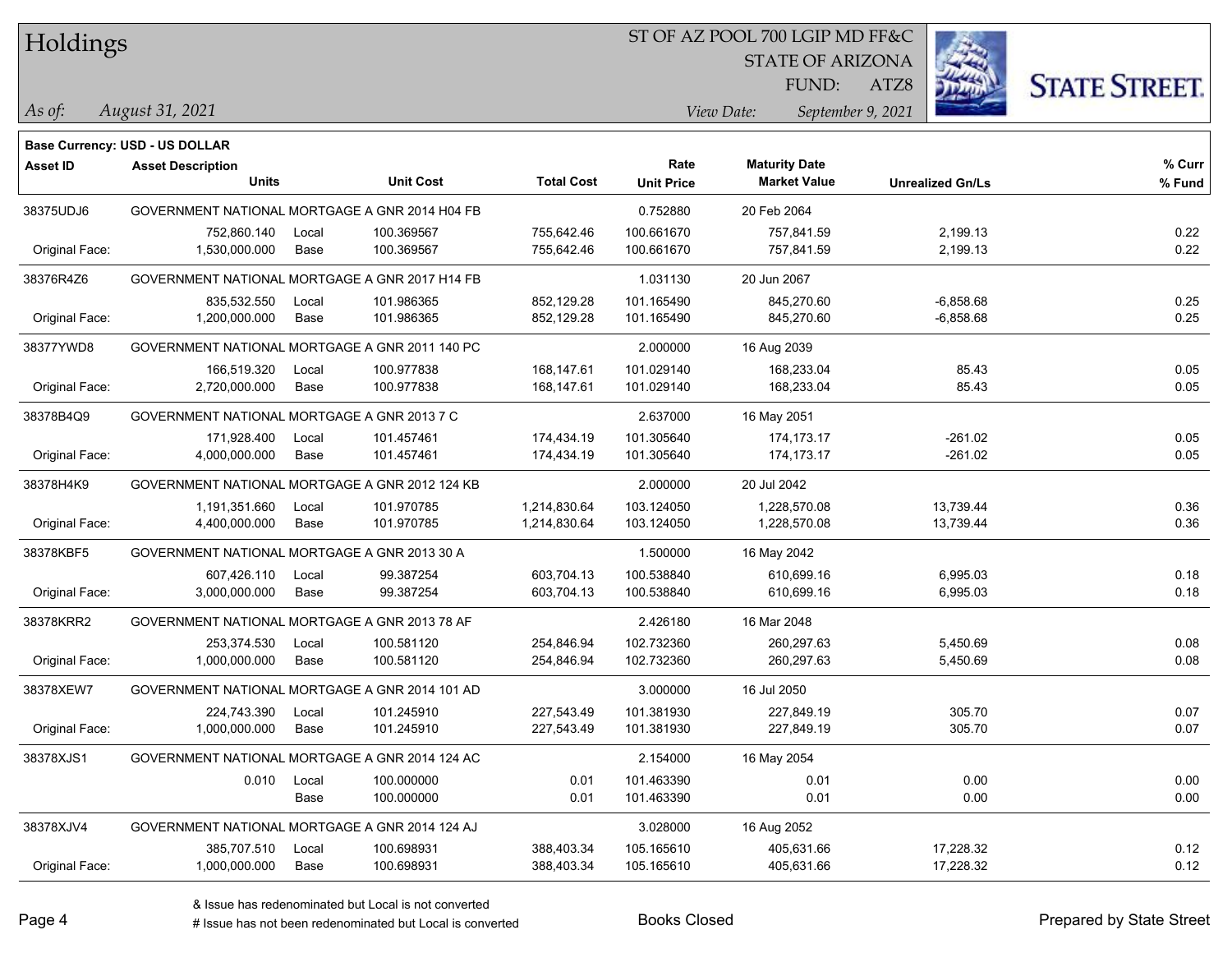# Holdings

ST OF AZ POOL 700 LGIP MD FF&C
STATE OF ARIZONA
FUND: ATZ8

*As of:* *August 31, 2021*

*View Date:* *September 9, 2021*

**Base Currency: USD - US DOLLAR**

| Asset ID | Asset Description / Units | | Unit Cost | Total Cost | Rate / Unit Price | Maturity Date / Market Value | Unrealized Gn/Ls | % Curr / % Fund |
|---|---|---|---|---|---|---|---|---|
| 38375UDJ6 | GOVERNMENT NATIONAL MORTGAGE A GNR 2014 H04 FB | | | | 0.752880 | 20 Feb 2064 | | |
| | 752,860.140 | Local | 100.369567 | 755,642.46 | 100.661670 | 757,841.59 | 2,199.13 | 0.22 |
| Original Face: | 1,530,000.000 | Base | 100.369567 | 755,642.46 | 100.661670 | 757,841.59 | 2,199.13 | 0.22 |
| 38376R4Z6 | GOVERNMENT NATIONAL MORTGAGE A GNR 2017 H14 FB | | | | 1.031130 | 20 Jun 2067 | | |
| | 835,532.550 | Local | 101.986365 | 852,129.28 | 101.165490 | 845,270.60 | -6,858.68 | 0.25 |
| Original Face: | 1,200,000.000 | Base | 101.986365 | 852,129.28 | 101.165490 | 845,270.60 | -6,858.68 | 0.25 |
| 38377YWD8 | GOVERNMENT NATIONAL MORTGAGE A GNR 2011 140 PC | | | | 2.000000 | 16 Aug 2039 | | |
| | 166,519.320 | Local | 100.977838 | 168,147.61 | 101.029140 | 168,233.04 | 85.43 | 0.05 |
| Original Face: | 2,720,000.000 | Base | 100.977838 | 168,147.61 | 101.029140 | 168,233.04 | 85.43 | 0.05 |
| 38378B4Q9 | GOVERNMENT NATIONAL MORTGAGE A GNR 2013 7 C | | | | 2.637000 | 16 May 2051 | | |
| | 171,928.400 | Local | 101.457461 | 174,434.19 | 101.305640 | 174,173.17 | -261.02 | 0.05 |
| Original Face: | 4,000,000.000 | Base | 101.457461 | 174,434.19 | 101.305640 | 174,173.17 | -261.02 | 0.05 |
| 38378H4K9 | GOVERNMENT NATIONAL MORTGAGE A GNR 2012 124 KB | | | | 2.000000 | 20 Jul 2042 | | |
| | 1,191,351.660 | Local | 101.970785 | 1,214,830.64 | 103.124050 | 1,228,570.08 | 13,739.44 | 0.36 |
| Original Face: | 4,400,000.000 | Base | 101.970785 | 1,214,830.64 | 103.124050 | 1,228,570.08 | 13,739.44 | 0.36 |
| 38378KBF5 | GOVERNMENT NATIONAL MORTGAGE A GNR 2013 30 A | | | | 1.500000 | 16 May 2042 | | |
| | 607,426.110 | Local | 99.387254 | 603,704.13 | 100.538840 | 610,699.16 | 6,995.03 | 0.18 |
| Original Face: | 3,000,000.000 | Base | 99.387254 | 603,704.13 | 100.538840 | 610,699.16 | 6,995.03 | 0.18 |
| 38378KRR2 | GOVERNMENT NATIONAL MORTGAGE A GNR 2013 78 AF | | | | 2.426180 | 16 Mar 2048 | | |
| | 253,374.530 | Local | 100.581120 | 254,846.94 | 102.732360 | 260,297.63 | 5,450.69 | 0.08 |
| Original Face: | 1,000,000.000 | Base | 100.581120 | 254,846.94 | 102.732360 | 260,297.63 | 5,450.69 | 0.08 |
| 38378XEW7 | GOVERNMENT NATIONAL MORTGAGE A GNR 2014 101 AD | | | | 3.000000 | 16 Jul 2050 | | |
| | 224,743.390 | Local | 101.245910 | 227,543.49 | 101.381930 | 227,849.19 | 305.70 | 0.07 |
| Original Face: | 1,000,000.000 | Base | 101.245910 | 227,543.49 | 101.381930 | 227,849.19 | 305.70 | 0.07 |
| 38378XJS1 | GOVERNMENT NATIONAL MORTGAGE A GNR 2014 124 AC | | | | 2.154000 | 16 May 2054 | | |
| | 0.010 | Local | 100.000000 | 0.01 | 101.463390 | 0.01 | 0.00 | 0.00 |
| | | Base | 100.000000 | 0.01 | 101.463390 | 0.01 | 0.00 | 0.00 |
| 38378XJV4 | GOVERNMENT NATIONAL MORTGAGE A GNR 2014 124 AJ | | | | 3.028000 | 16 Aug 2052 | | |
| | 385,707.510 | Local | 100.698931 | 388,403.34 | 105.165610 | 405,631.66 | 17,228.32 | 0.12 |
| Original Face: | 1,000,000.000 | Base | 100.698931 | 388,403.34 | 105.165610 | 405,631.66 | 17,228.32 | 0.12 |

& Issue has redenominated but Local is not converted
# Issue has not been redenominated but Local is converted

Books Closed

Prepared by State Street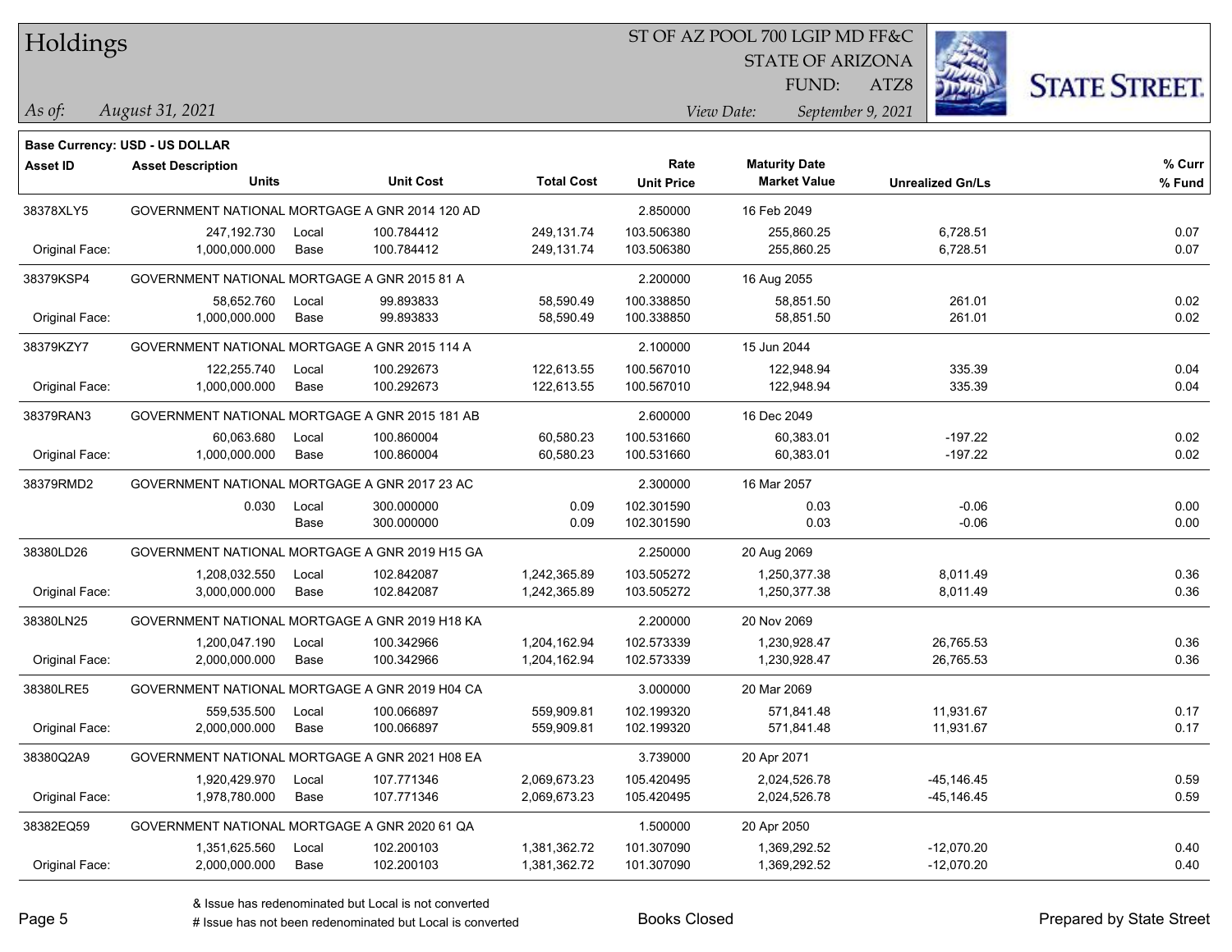# Holdings

ST OF AZ POOL 700 LGIP MD FF&C
STATE OF ARIZONA
FUND: ATZ8

*As of:* *August 31, 2021*
*View Date:* *September 9, 2021*

**Base Currency: USD - US DOLLAR**

| Asset ID | Asset Description / Units | | Unit Cost | Total Cost | Rate / Unit Price | Maturity Date / Market Value | Unrealized Gn/Ls | % Curr / % Fund |
|---|---|---|---|---|---|---|---|---|
| 38378XLY5 | GOVERNMENT NATIONAL MORTGAGE A GNR 2014 120 AD | | | | 2.850000 | 16 Feb 2049 | | |
| | 247,192.730 | Local | 100.784412 | 249,131.74 | 103.506380 | 255,860.25 | 6,728.51 | 0.07 |
| Original Face: | 1,000,000.000 | Base | 100.784412 | 249,131.74 | 103.506380 | 255,860.25 | 6,728.51 | 0.07 |
| 38379KSP4 | GOVERNMENT NATIONAL MORTGAGE A GNR 2015 81 A | | | | 2.200000 | 16 Aug 2055 | | |
| | 58,652.760 | Local | 99.893833 | 58,590.49 | 100.338850 | 58,851.50 | 261.01 | 0.02 |
| Original Face: | 1,000,000.000 | Base | 99.893833 | 58,590.49 | 100.338850 | 58,851.50 | 261.01 | 0.02 |
| 38379KZY7 | GOVERNMENT NATIONAL MORTGAGE A GNR 2015 114 A | | | | 2.100000 | 15 Jun 2044 | | |
| | 122,255.740 | Local | 100.292673 | 122,613.55 | 100.567010 | 122,948.94 | 335.39 | 0.04 |
| Original Face: | 1,000,000.000 | Base | 100.292673 | 122,613.55 | 100.567010 | 122,948.94 | 335.39 | 0.04 |
| 38379RAN3 | GOVERNMENT NATIONAL MORTGAGE A GNR 2015 181 AB | | | | 2.600000 | 16 Dec 2049 | | |
| | 60,063.680 | Local | 100.860004 | 60,580.23 | 100.531660 | 60,383.01 | -197.22 | 0.02 |
| Original Face: | 1,000,000.000 | Base | 100.860004 | 60,580.23 | 100.531660 | 60,383.01 | -197.22 | 0.02 |
| 38379RMD2 | GOVERNMENT NATIONAL MORTGAGE A GNR 2017 23 AC | | | | 2.300000 | 16 Mar 2057 | | |
| | 0.030 | Local | 300.000000 | 0.09 | 102.301590 | 0.03 | -0.06 | 0.00 |
| | | Base | 300.000000 | 0.09 | 102.301590 | 0.03 | -0.06 | 0.00 |
| 38380LD26 | GOVERNMENT NATIONAL MORTGAGE A GNR 2019 H15 GA | | | | 2.250000 | 20 Aug 2069 | | |
| | 1,208,032.550 | Local | 102.842087 | 1,242,365.89 | 103.505272 | 1,250,377.38 | 8,011.49 | 0.36 |
| Original Face: | 3,000,000.000 | Base | 102.842087 | 1,242,365.89 | 103.505272 | 1,250,377.38 | 8,011.49 | 0.36 |
| 38380LN25 | GOVERNMENT NATIONAL MORTGAGE A GNR 2019 H18 KA | | | | 2.200000 | 20 Nov 2069 | | |
| | 1,200,047.190 | Local | 100.342966 | 1,204,162.94 | 102.573339 | 1,230,928.47 | 26,765.53 | 0.36 |
| Original Face: | 2,000,000.000 | Base | 100.342966 | 1,204,162.94 | 102.573339 | 1,230,928.47 | 26,765.53 | 0.36 |
| 38380LRE5 | GOVERNMENT NATIONAL MORTGAGE A GNR 2019 H04 CA | | | | 3.000000 | 20 Mar 2069 | | |
| | 559,535.500 | Local | 100.066897 | 559,909.81 | 102.199320 | 571,841.48 | 11,931.67 | 0.17 |
| Original Face: | 2,000,000.000 | Base | 100.066897 | 559,909.81 | 102.199320 | 571,841.48 | 11,931.67 | 0.17 |
| 38380Q2A9 | GOVERNMENT NATIONAL MORTGAGE A GNR 2021 H08 EA | | | | 3.739000 | 20 Apr 2071 | | |
| | 1,920,429.970 | Local | 107.771346 | 2,069,673.23 | 105.420495 | 2,024,526.78 | -45,146.45 | 0.59 |
| Original Face: | 1,978,780.000 | Base | 107.771346 | 2,069,673.23 | 105.420495 | 2,024,526.78 | -45,146.45 | 0.59 |
| 38382EQ59 | GOVERNMENT NATIONAL MORTGAGE A GNR 2020 61 QA | | | | 1.500000 | 20 Apr 2050 | | |
| | 1,351,625.560 | Local | 102.200103 | 1,381,362.72 | 101.307090 | 1,369,292.52 | -12,070.20 | 0.40 |
| Original Face: | 2,000,000.000 | Base | 102.200103 | 1,381,362.72 | 101.307090 | 1,369,292.52 | -12,070.20 | 0.40 |

& Issue has redenominated but Local is not converted
# Issue has not been redenominated but Local is converted

Books Closed

Prepared by State Street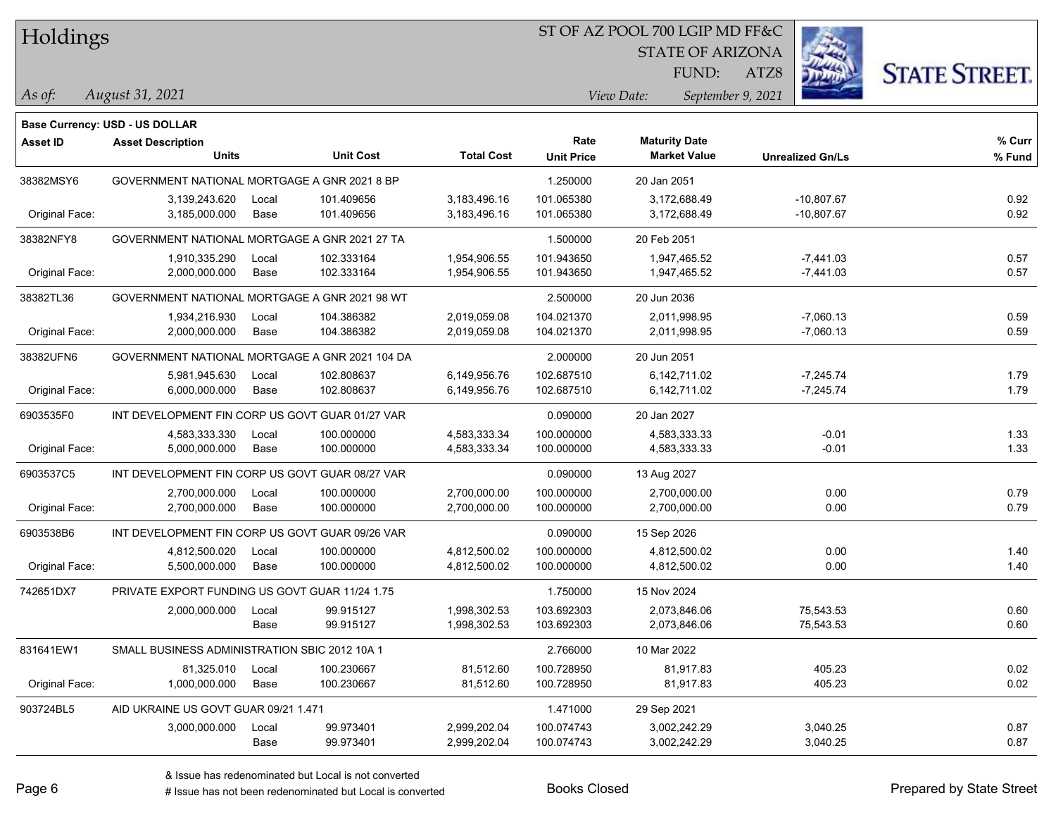**Base Currency: USD - US DOLLAR**

| Asset ID | Asset Description / Units | | Unit Cost | Total Cost | Rate / Unit Price | Maturity Date / Market Value | Unrealized Gn/Ls | % Curr / % Fund |
|---|---|---|---|---|---|---|---|---|
| 38382MSY6 | GOVERNMENT NATIONAL MORTGAGE A GNR 2021 8 BP | | | | 1.250000 | 20 Jan 2051 | | |
| | 3,139,243.620 | Local | 101.409656 | 3,183,496.16 | 101.065380 | 3,172,688.49 | -10,807.67 | 0.92 |
| Original Face: | 3,185,000.000 | Base | 101.409656 | 3,183,496.16 | 101.065380 | 3,172,688.49 | -10,807.67 | 0.92 |
| 38382NFY8 | GOVERNMENT NATIONAL MORTGAGE A GNR 2021 27 TA | | | | 1.500000 | 20 Feb 2051 | | |
| | 1,910,335.290 | Local | 102.333164 | 1,954,906.55 | 101.943650 | 1,947,465.52 | -7,441.03 | 0.57 |
| Original Face: | 2,000,000.000 | Base | 102.333164 | 1,954,906.55 | 101.943650 | 1,947,465.52 | -7,441.03 | 0.57 |
| 38382TL36 | GOVERNMENT NATIONAL MORTGAGE A GNR 2021 98 WT | | | | 2.500000 | 20 Jun 2036 | | |
| | 1,934,216.930 | Local | 104.386382 | 2,019,059.08 | 104.021370 | 2,011,998.95 | -7,060.13 | 0.59 |
| Original Face: | 2,000,000.000 | Base | 104.386382 | 2,019,059.08 | 104.021370 | 2,011,998.95 | -7,060.13 | 0.59 |
| 38382UFN6 | GOVERNMENT NATIONAL MORTGAGE A GNR 2021 104 DA | | | | 2.000000 | 20 Jun 2051 | | |
| | 5,981,945.630 | Local | 102.808637 | 6,149,956.76 | 102.687510 | 6,142,711.02 | -7,245.74 | 1.79 |
| Original Face: | 6,000,000.000 | Base | 102.808637 | 6,149,956.76 | 102.687510 | 6,142,711.02 | -7,245.74 | 1.79 |
| 6903535F0 | INT DEVELOPMENT FIN CORP US GOVT GUAR 01/27 VAR | | | | 0.090000 | 20 Jan 2027 | | |
| | 4,583,333.330 | Local | 100.000000 | 4,583,333.34 | 100.000000 | 4,583,333.33 | -0.01 | 1.33 |
| Original Face: | 5,000,000.000 | Base | 100.000000 | 4,583,333.34 | 100.000000 | 4,583,333.33 | -0.01 | 1.33 |
| 6903537C5 | INT DEVELOPMENT FIN CORP US GOVT GUAR 08/27 VAR | | | | 0.090000 | 13 Aug 2027 | | |
| | 2,700,000.000 | Local | 100.000000 | 2,700,000.00 | 100.000000 | 2,700,000.00 | 0.00 | 0.79 |
| Original Face: | 2,700,000.000 | Base | 100.000000 | 2,700,000.00 | 100.000000 | 2,700,000.00 | 0.00 | 0.79 |
| 6903538B6 | INT DEVELOPMENT FIN CORP US GOVT GUAR 09/26 VAR | | | | 0.090000 | 15 Sep 2026 | | |
| | 4,812,500.020 | Local | 100.000000 | 4,812,500.02 | 100.000000 | 4,812,500.02 | 0.00 | 1.40 |
| Original Face: | 5,500,000.000 | Base | 100.000000 | 4,812,500.02 | 100.000000 | 4,812,500.02 | 0.00 | 1.40 |
| 742651DX7 | PRIVATE EXPORT FUNDING US GOVT GUAR 11/24 1.75 | | | | 1.750000 | 15 Nov 2024 | | |
| | 2,000,000.000 | Local | 99.915127 | 1,998,302.53 | 103.692303 | 2,073,846.06 | 75,543.53 | 0.60 |
| | | Base | 99.915127 | 1,998,302.53 | 103.692303 | 2,073,846.06 | 75,543.53 | 0.60 |
| 831641EW1 | SMALL BUSINESS ADMINISTRATION SBIC 2012 10A 1 | | | | 2.766000 | 10 Mar 2022 | | |
| | 81,325.010 | Local | 100.230667 | 81,512.60 | 100.728950 | 81,917.83 | 405.23 | 0.02 |
| Original Face: | 1,000,000.000 | Base | 100.230667 | 81,512.60 | 100.728950 | 81,917.83 | 405.23 | 0.02 |
| 903724BL5 | AID UKRAINE US GOVT GUAR 09/21 1.471 | | | | 1.471000 | 29 Sep 2021 | | |
| | 3,000,000.000 | Local | 99.973401 | 2,999,202.04 | 100.074743 | 3,002,242.29 | 3,040.25 | 0.87 |
| | | Base | 99.973401 | 2,999,202.04 | 100.074743 | 3,002,242.29 | 3,040.25 | 0.87 |

& Issue has redenominated but Local is not converted

# Issue has not been redenominated but Local is converted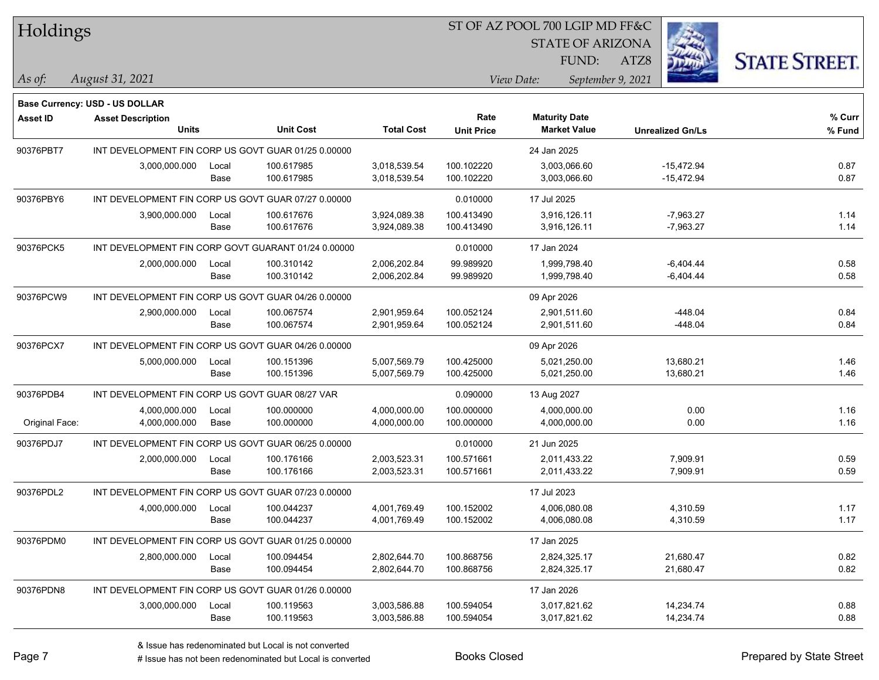# Holdings

ST OF AZ POOL 700 LGIP MD FF&C
STATE OF ARIZONA
FUND: ATZ8

*As of: August 31, 2021*

*View Date: September 9, 2021*

**Base Currency: USD - US DOLLAR**

| Asset ID | Asset Description / Units | | Unit Cost | Total Cost | Rate / Unit Price | Maturity Date / Market Value | Unrealized Gn/Ls | % Curr / % Fund |
|---|---|---|---|---|---|---|---|---|
| 90376PBT7 | INT DEVELOPMENT FIN CORP US GOVT GUAR 01/25 0.00000 | | | | | 24 Jan 2025 | | |
| | 3,000,000.000 | Local | 100.617985 | 3,018,539.54 | 100.102220 | 3,003,066.60 | -15,472.94 | 0.87 |
| | | Base | 100.617985 | 3,018,539.54 | 100.102220 | 3,003,066.60 | -15,472.94 | 0.87 |
| 90376PBY6 | INT DEVELOPMENT FIN CORP US GOVT GUAR 07/27 0.00000 | | | | 0.010000 | 17 Jul 2025 | | |
| | 3,900,000.000 | Local | 100.617676 | 3,924,089.38 | 100.413490 | 3,916,126.11 | -7,963.27 | 1.14 |
| | | Base | 100.617676 | 3,924,089.38 | 100.413490 | 3,916,126.11 | -7,963.27 | 1.14 |
| 90376PCK5 | INT DEVELOPMENT FIN CORP GOVT GUARANT 01/24 0.00000 | | | | 0.010000 | 17 Jan 2024 | | |
| | 2,000,000.000 | Local | 100.310142 | 2,006,202.84 | 99.989920 | 1,999,798.40 | -6,404.44 | 0.58 |
| | | Base | 100.310142 | 2,006,202.84 | 99.989920 | 1,999,798.40 | -6,404.44 | 0.58 |
| 90376PCW9 | INT DEVELOPMENT FIN CORP US GOVT GUAR 04/26 0.00000 | | | | | 09 Apr 2026 | | |
| | 2,900,000.000 | Local | 100.067574 | 2,901,959.64 | 100.052124 | 2,901,511.60 | -448.04 | 0.84 |
| | | Base | 100.067574 | 2,901,959.64 | 100.052124 | 2,901,511.60 | -448.04 | 0.84 |
| 90376PCX7 | INT DEVELOPMENT FIN CORP US GOVT GUAR 04/26 0.00000 | | | | | 09 Apr 2026 | | |
| | 5,000,000.000 | Local | 100.151396 | 5,007,569.79 | 100.425000 | 5,021,250.00 | 13,680.21 | 1.46 |
| | | Base | 100.151396 | 5,007,569.79 | 100.425000 | 5,021,250.00 | 13,680.21 | 1.46 |
| 90376PDB4 | INT DEVELOPMENT FIN CORP US GOVT GUAR 08/27 VAR | | | | 0.090000 | 13 Aug 2027 | | |
| | 4,000,000.000 | Local | 100.000000 | 4,000,000.00 | 100.000000 | 4,000,000.00 | 0.00 | 1.16 |
| Original Face: | 4,000,000.000 | Base | 100.000000 | 4,000,000.00 | 100.000000 | 4,000,000.00 | 0.00 | 1.16 |
| 90376PDJ7 | INT DEVELOPMENT FIN CORP US GOVT GUAR 06/25 0.00000 | | | | 0.010000 | 21 Jun 2025 | | |
| | 2,000,000.000 | Local | 100.176166 | 2,003,523.31 | 100.571661 | 2,011,433.22 | 7,909.91 | 0.59 |
| | | Base | 100.176166 | 2,003,523.31 | 100.571661 | 2,011,433.22 | 7,909.91 | 0.59 |
| 90376PDL2 | INT DEVELOPMENT FIN CORP US GOVT GUAR 07/23 0.00000 | | | | | 17 Jul 2023 | | |
| | 4,000,000.000 | Local | 100.044237 | 4,001,769.49 | 100.152002 | 4,006,080.08 | 4,310.59 | 1.17 |
| | | Base | 100.044237 | 4,001,769.49 | 100.152002 | 4,006,080.08 | 4,310.59 | 1.17 |
| 90376PDM0 | INT DEVELOPMENT FIN CORP US GOVT GUAR 01/25 0.00000 | | | | | 17 Jan 2025 | | |
| | 2,800,000.000 | Local | 100.094454 | 2,802,644.70 | 100.868756 | 2,824,325.17 | 21,680.47 | 0.82 |
| | | Base | 100.094454 | 2,802,644.70 | 100.868756 | 2,824,325.17 | 21,680.47 | 0.82 |
| 90376PDN8 | INT DEVELOPMENT FIN CORP US GOVT GUAR 01/26 0.00000 | | | | | 17 Jan 2026 | | |
| | 3,000,000.000 | Local | 100.119563 | 3,003,586.88 | 100.594054 | 3,017,821.62 | 14,234.74 | 0.88 |
| | | Base | 100.119563 | 3,003,586.88 | 100.594054 | 3,017,821.62 | 14,234.74 | 0.88 |

& Issue has redenominated but Local is not converted

# Issue has not been redenominated but Local is converted

Books Closed

Prepared by State Street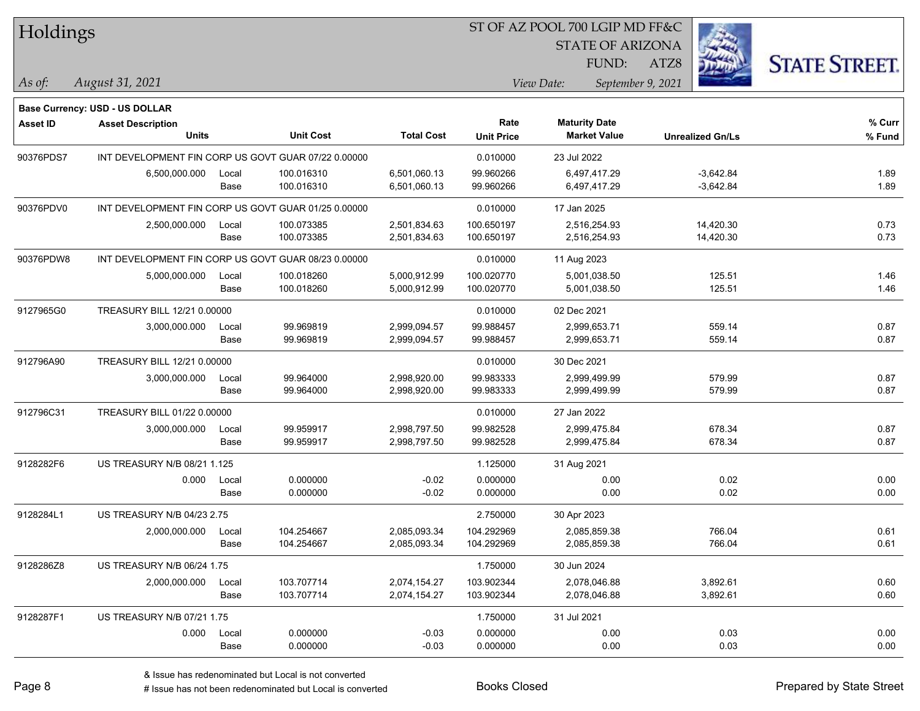# Holdings

ST OF AZ POOL 700 LGIP MD FF&C
STATE OF ARIZONA
FUND: ATZ8

*As of:* *August 31, 2021*

*View Date:* *September 9, 2021*

**Base Currency: USD - US DOLLAR**

| Asset ID | Asset Description / Units | | Unit Cost | Total Cost | Rate / Unit Price | Maturity Date / Market Value | Unrealized Gn/Ls | % Curr / % Fund |
|---|---|---|---|---|---|---|---|---|
| 90376PDS7 | INT DEVELOPMENT FIN CORP US GOVT GUAR 07/22 0.00000 | | | | 0.010000 | 23 Jul 2022 | | |
| | 6,500,000.000 | Local | 100.016310 | 6,501,060.13 | 99.960266 | 6,497,417.29 | -3,642.84 | 1.89 |
| | | Base | 100.016310 | 6,501,060.13 | 99.960266 | 6,497,417.29 | -3,642.84 | 1.89 |
| 90376PDV0 | INT DEVELOPMENT FIN CORP US GOVT GUAR 01/25 0.00000 | | | | 0.010000 | 17 Jan 2025 | | |
| | 2,500,000.000 | Local | 100.073385 | 2,501,834.63 | 100.650197 | 2,516,254.93 | 14,420.30 | 0.73 |
| | | Base | 100.073385 | 2,501,834.63 | 100.650197 | 2,516,254.93 | 14,420.30 | 0.73 |
| 90376PDW8 | INT DEVELOPMENT FIN CORP US GOVT GUAR 08/23 0.00000 | | | | 0.010000 | 11 Aug 2023 | | |
| | 5,000,000.000 | Local | 100.018260 | 5,000,912.99 | 100.020770 | 5,001,038.50 | 125.51 | 1.46 |
| | | Base | 100.018260 | 5,000,912.99 | 100.020770 | 5,001,038.50 | 125.51 | 1.46 |
| 9127965G0 | TREASURY BILL 12/21 0.00000 | | | | 0.010000 | 02 Dec 2021 | | |
| | 3,000,000.000 | Local | 99.969819 | 2,999,094.57 | 99.988457 | 2,999,653.71 | 559.14 | 0.87 |
| | | Base | 99.969819 | 2,999,094.57 | 99.988457 | 2,999,653.71 | 559.14 | 0.87 |
| 912796A90 | TREASURY BILL 12/21 0.00000 | | | | 0.010000 | 30 Dec 2021 | | |
| | 3,000,000.000 | Local | 99.964000 | 2,998,920.00 | 99.983333 | 2,999,499.99 | 579.99 | 0.87 |
| | | Base | 99.964000 | 2,998,920.00 | 99.983333 | 2,999,499.99 | 579.99 | 0.87 |
| 912796C31 | TREASURY BILL 01/22 0.00000 | | | | 0.010000 | 27 Jan 2022 | | |
| | 3,000,000.000 | Local | 99.959917 | 2,998,797.50 | 99.982528 | 2,999,475.84 | 678.34 | 0.87 |
| | | Base | 99.959917 | 2,998,797.50 | 99.982528 | 2,999,475.84 | 678.34 | 0.87 |
| 9128282F6 | US TREASURY N/B 08/21 1.125 | | | | 1.125000 | 31 Aug 2021 | | |
| | 0.000 | Local | 0.000000 | -0.02 | 0.000000 | 0.00 | 0.02 | 0.00 |
| | | Base | 0.000000 | -0.02 | 0.000000 | 0.00 | 0.02 | 0.00 |
| 9128284L1 | US TREASURY N/B 04/23 2.75 | | | | 2.750000 | 30 Apr 2023 | | |
| | 2,000,000.000 | Local | 104.254667 | 2,085,093.34 | 104.292969 | 2,085,859.38 | 766.04 | 0.61 |
| | | Base | 104.254667 | 2,085,093.34 | 104.292969 | 2,085,859.38 | 766.04 | 0.61 |
| 9128286Z8 | US TREASURY N/B 06/24 1.75 | | | | 1.750000 | 30 Jun 2024 | | |
| | 2,000,000.000 | Local | 103.707714 | 2,074,154.27 | 103.902344 | 2,078,046.88 | 3,892.61 | 0.60 |
| | | Base | 103.707714 | 2,074,154.27 | 103.902344 | 2,078,046.88 | 3,892.61 | 0.60 |
| 9128287F1 | US TREASURY N/B 07/21 1.75 | | | | 1.750000 | 31 Jul 2021 | | |
| | 0.000 | Local | 0.000000 | -0.03 | 0.000000 | 0.00 | 0.03 | 0.00 |
| | | Base | 0.000000 | -0.03 | 0.000000 | 0.00 | 0.03 | 0.00 |

& Issue has redenominated but Local is not converted

# Issue has not been redenominated but Local is converted

Books Closed

Prepared by State Street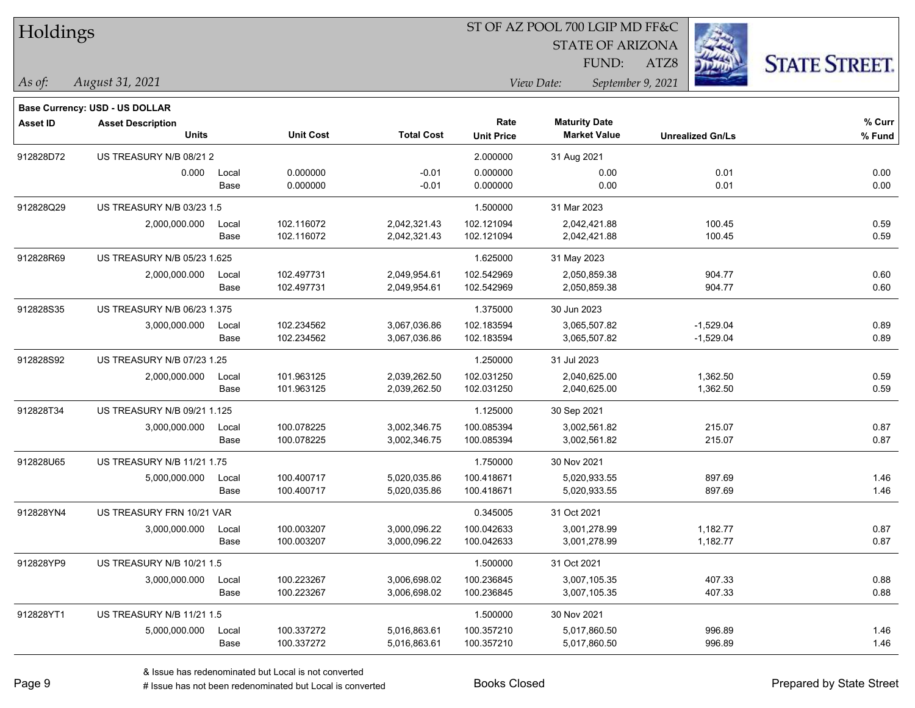# Holdings

ST OF AZ POOL 700 LGIP MD FF&C
STATE OF ARIZONA
FUND: ATZ8

*As of: August 31, 2021*

*View Date: September 9, 2021*

**Base Currency: USD - US DOLLAR**

| Asset ID | Asset Description / Units | | Unit Cost | Total Cost | Rate / Unit Price | Maturity Date / Market Value | Unrealized Gn/Ls | % Curr / % Fund |
|---|---|---|---|---|---|---|---|---|
| 912828D72 | US TREASURY N/B 08/21 2 | | | | 2.000000 | 31 Aug 2021 | | |
| | 0.000 | Local | 0.000000 | -0.01 | 0.000000 | 0.00 | 0.01 | 0.00 |
| | | Base | 0.000000 | -0.01 | 0.000000 | 0.00 | 0.01 | 0.00 |
| 912828Q29 | US TREASURY N/B 03/23 1.5 | | | | 1.500000 | 31 Mar 2023 | | |
| | 2,000,000.000 | Local | 102.116072 | 2,042,321.43 | 102.121094 | 2,042,421.88 | 100.45 | 0.59 |
| | | Base | 102.116072 | 2,042,321.43 | 102.121094 | 2,042,421.88 | 100.45 | 0.59 |
| 912828R69 | US TREASURY N/B 05/23 1.625 | | | | 1.625000 | 31 May 2023 | | |
| | 2,000,000.000 | Local | 102.497731 | 2,049,954.61 | 102.542969 | 2,050,859.38 | 904.77 | 0.60 |
| | | Base | 102.497731 | 2,049,954.61 | 102.542969 | 2,050,859.38 | 904.77 | 0.60 |
| 912828S35 | US TREASURY N/B 06/23 1.375 | | | | 1.375000 | 30 Jun 2023 | | |
| | 3,000,000.000 | Local | 102.234562 | 3,067,036.86 | 102.183594 | 3,065,507.82 | -1,529.04 | 0.89 |
| | | Base | 102.234562 | 3,067,036.86 | 102.183594 | 3,065,507.82 | -1,529.04 | 0.89 |
| 912828S92 | US TREASURY N/B 07/23 1.25 | | | | 1.250000 | 31 Jul 2023 | | |
| | 2,000,000.000 | Local | 101.963125 | 2,039,262.50 | 102.031250 | 2,040,625.00 | 1,362.50 | 0.59 |
| | | Base | 101.963125 | 2,039,262.50 | 102.031250 | 2,040,625.00 | 1,362.50 | 0.59 |
| 912828T34 | US TREASURY N/B 09/21 1.125 | | | | 1.125000 | 30 Sep 2021 | | |
| | 3,000,000.000 | Local | 100.078225 | 3,002,346.75 | 100.085394 | 3,002,561.82 | 215.07 | 0.87 |
| | | Base | 100.078225 | 3,002,346.75 | 100.085394 | 3,002,561.82 | 215.07 | 0.87 |
| 912828U65 | US TREASURY N/B 11/21 1.75 | | | | 1.750000 | 30 Nov 2021 | | |
| | 5,000,000.000 | Local | 100.400717 | 5,020,035.86 | 100.418671 | 5,020,933.55 | 897.69 | 1.46 |
| | | Base | 100.400717 | 5,020,035.86 | 100.418671 | 5,020,933.55 | 897.69 | 1.46 |
| 912828YN4 | US TREASURY FRN 10/21 VAR | | | | 0.345005 | 31 Oct 2021 | | |
| | 3,000,000.000 | Local | 100.003207 | 3,000,096.22 | 100.042633 | 3,001,278.99 | 1,182.77 | 0.87 |
| | | Base | 100.003207 | 3,000,096.22 | 100.042633 | 3,001,278.99 | 1,182.77 | 0.87 |
| 912828YP9 | US TREASURY N/B 10/21 1.5 | | | | 1.500000 | 31 Oct 2021 | | |
| | 3,000,000.000 | Local | 100.223267 | 3,006,698.02 | 100.236845 | 3,007,105.35 | 407.33 | 0.88 |
| | | Base | 100.223267 | 3,006,698.02 | 100.236845 | 3,007,105.35 | 407.33 | 0.88 |
| 912828YT1 | US TREASURY N/B 11/21 1.5 | | | | 1.500000 | 30 Nov 2021 | | |
| | 5,000,000.000 | Local | 100.337272 | 5,016,863.61 | 100.357210 | 5,017,860.50 | 996.89 | 1.46 |
| | | Base | 100.337272 | 5,016,863.61 | 100.357210 | 5,017,860.50 | 996.89 | 1.46 |

& Issue has redenominated but Local is not converted
# Issue has not been redenominated but Local is converted

Books Closed

Prepared by State Street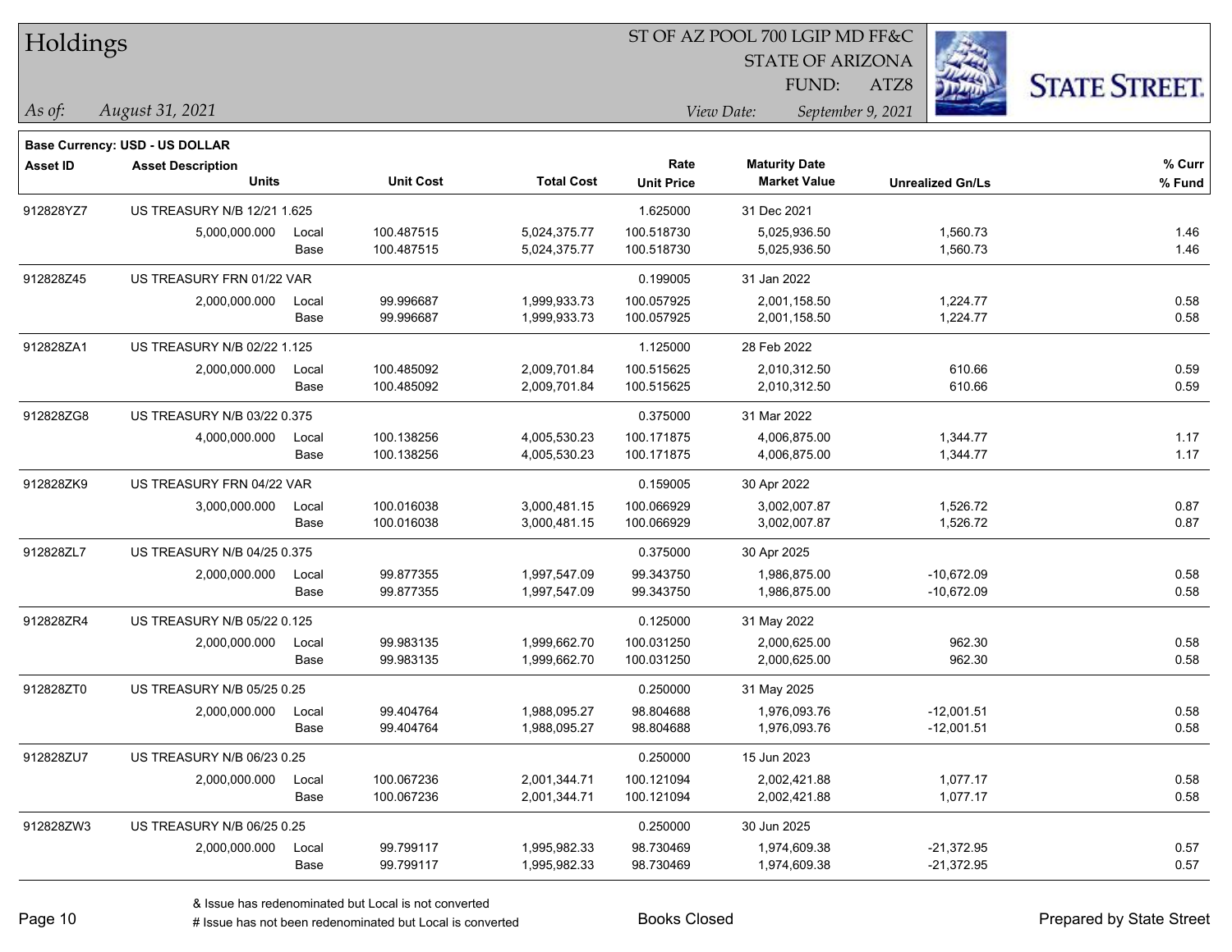# Holdings

ST OF AZ POOL 700 LGIP MD FF&C
STATE OF ARIZONA
FUND: ATZ8

*As of: August 31, 2021*

*View Date: September 9, 2021*

**Base Currency: USD - US DOLLAR**

| Asset ID | Asset Description / Units | | Unit Cost | Total Cost | Rate / Unit Price | Maturity Date / Market Value | Unrealized Gn/Ls | % Curr / % Fund |
|---|---|---|---|---|---|---|---|---|
| 912828YZ7 | US TREASURY N/B 12/21 1.625 | | | | 1.625000 | 31 Dec 2021 | | |
| | 5,000,000.000 | Local | 100.487515 | 5,024,375.77 | 100.518730 | 5,025,936.50 | 1,560.73 | 1.46 |
| | | Base | 100.487515 | 5,024,375.77 | 100.518730 | 5,025,936.50 | 1,560.73 | 1.46 |
| 912828Z45 | US TREASURY FRN 01/22 VAR | | | | 0.199005 | 31 Jan 2022 | | |
| | 2,000,000.000 | Local | 99.996687 | 1,999,933.73 | 100.057925 | 2,001,158.50 | 1,224.77 | 0.58 |
| | | Base | 99.996687 | 1,999,933.73 | 100.057925 | 2,001,158.50 | 1,224.77 | 0.58 |
| 912828ZA1 | US TREASURY N/B 02/22 1.125 | | | | 1.125000 | 28 Feb 2022 | | |
| | 2,000,000.000 | Local | 100.485092 | 2,009,701.84 | 100.515625 | 2,010,312.50 | 610.66 | 0.59 |
| | | Base | 100.485092 | 2,009,701.84 | 100.515625 | 2,010,312.50 | 610.66 | 0.59 |
| 912828ZG8 | US TREASURY N/B 03/22 0.375 | | | | 0.375000 | 31 Mar 2022 | | |
| | 4,000,000.000 | Local | 100.138256 | 4,005,530.23 | 100.171875 | 4,006,875.00 | 1,344.77 | 1.17 |
| | | Base | 100.138256 | 4,005,530.23 | 100.171875 | 4,006,875.00 | 1,344.77 | 1.17 |
| 912828ZK9 | US TREASURY FRN 04/22 VAR | | | | 0.159005 | 30 Apr 2022 | | |
| | 3,000,000.000 | Local | 100.016038 | 3,000,481.15 | 100.066929 | 3,002,007.87 | 1,526.72 | 0.87 |
| | | Base | 100.016038 | 3,000,481.15 | 100.066929 | 3,002,007.87 | 1,526.72 | 0.87 |
| 912828ZL7 | US TREASURY N/B 04/25 0.375 | | | | 0.375000 | 30 Apr 2025 | | |
| | 2,000,000.000 | Local | 99.877355 | 1,997,547.09 | 99.343750 | 1,986,875.00 | -10,672.09 | 0.58 |
| | | Base | 99.877355 | 1,997,547.09 | 99.343750 | 1,986,875.00 | -10,672.09 | 0.58 |
| 912828ZR4 | US TREASURY N/B 05/22 0.125 | | | | 0.125000 | 31 May 2022 | | |
| | 2,000,000.000 | Local | 99.983135 | 1,999,662.70 | 100.031250 | 2,000,625.00 | 962.30 | 0.58 |
| | | Base | 99.983135 | 1,999,662.70 | 100.031250 | 2,000,625.00 | 962.30 | 0.58 |
| 912828ZT0 | US TREASURY N/B 05/25 0.25 | | | | 0.250000 | 31 May 2025 | | |
| | 2,000,000.000 | Local | 99.404764 | 1,988,095.27 | 98.804688 | 1,976,093.76 | -12,001.51 | 0.58 |
| | | Base | 99.404764 | 1,988,095.27 | 98.804688 | 1,976,093.76 | -12,001.51 | 0.58 |
| 912828ZU7 | US TREASURY N/B 06/23 0.25 | | | | 0.250000 | 15 Jun 2023 | | |
| | 2,000,000.000 | Local | 100.067236 | 2,001,344.71 | 100.121094 | 2,002,421.88 | 1,077.17 | 0.58 |
| | | Base | 100.067236 | 2,001,344.71 | 100.121094 | 2,002,421.88 | 1,077.17 | 0.58 |
| 912828ZW3 | US TREASURY N/B 06/25 0.25 | | | | 0.250000 | 30 Jun 2025 | | |
| | 2,000,000.000 | Local | 99.799117 | 1,995,982.33 | 98.730469 | 1,974,609.38 | -21,372.95 | 0.57 |
| | | Base | 99.799117 | 1,995,982.33 | 98.730469 | 1,974,609.38 | -21,372.95 | 0.57 |

& Issue has redenominated but Local is not converted
# Issue has not been redenominated but Local is converted

Books Closed

Prepared by State Street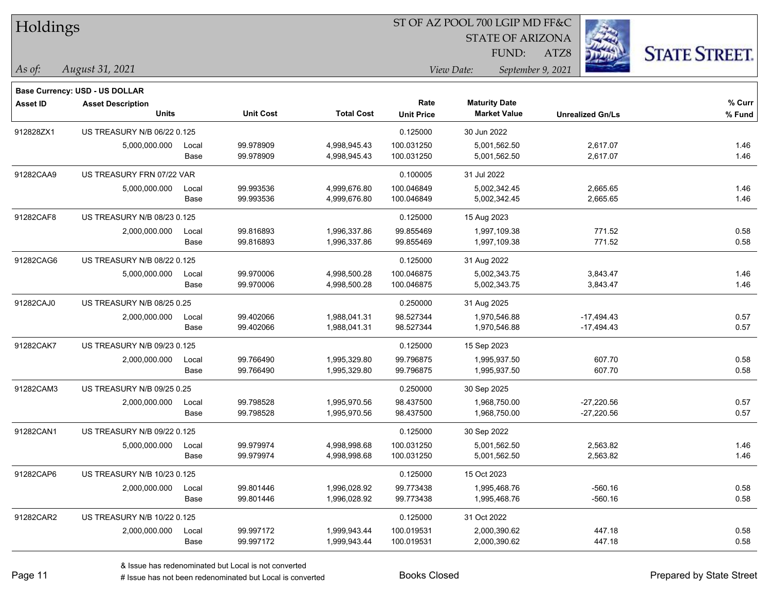# Holdings

ST OF AZ POOL 700 LGIP MD FF&C
STATE OF ARIZONA
FUND: ATZ8

*As of:* *August 31, 2021*

*View Date:* *September 9, 2021*

**Base Currency: USD - US DOLLAR**

| Asset ID | Asset Description / Units | | Unit Cost | Total Cost | Rate / Unit Price | Maturity Date / Market Value | Unrealized Gn/Ls | % Curr / % Fund |
|---|---|---|---|---|---|---|---|---|
| 912828ZX1 | US TREASURY N/B 06/22 0.125 | | | | 0.125000 | 30 Jun 2022 | | |
| | 5,000,000.000 | Local | 99.978909 | 4,998,945.43 | 100.031250 | 5,001,562.50 | 2,617.07 | 1.46 |
| | | Base | 99.978909 | 4,998,945.43 | 100.031250 | 5,001,562.50 | 2,617.07 | 1.46 |
| 91282CAA9 | US TREASURY FRN 07/22 VAR | | | | 0.100005 | 31 Jul 2022 | | |
| | 5,000,000.000 | Local | 99.993536 | 4,999,676.80 | 100.046849 | 5,002,342.45 | 2,665.65 | 1.46 |
| | | Base | 99.993536 | 4,999,676.80 | 100.046849 | 5,002,342.45 | 2,665.65 | 1.46 |
| 91282CAF8 | US TREASURY N/B 08/23 0.125 | | | | 0.125000 | 15 Aug 2023 | | |
| | 2,000,000.000 | Local | 99.816893 | 1,996,337.86 | 99.855469 | 1,997,109.38 | 771.52 | 0.58 |
| | | Base | 99.816893 | 1,996,337.86 | 99.855469 | 1,997,109.38 | 771.52 | 0.58 |
| 91282CAG6 | US TREASURY N/B 08/22 0.125 | | | | 0.125000 | 31 Aug 2022 | | |
| | 5,000,000.000 | Local | 99.970006 | 4,998,500.28 | 100.046875 | 5,002,343.75 | 3,843.47 | 1.46 |
| | | Base | 99.970006 | 4,998,500.28 | 100.046875 | 5,002,343.75 | 3,843.47 | 1.46 |
| 91282CAJ0 | US TREASURY N/B 08/25 0.25 | | | | 0.250000 | 31 Aug 2025 | | |
| | 2,000,000.000 | Local | 99.402066 | 1,988,041.31 | 98.527344 | 1,970,546.88 | -17,494.43 | 0.57 |
| | | Base | 99.402066 | 1,988,041.31 | 98.527344 | 1,970,546.88 | -17,494.43 | 0.57 |
| 91282CAK7 | US TREASURY N/B 09/23 0.125 | | | | 0.125000 | 15 Sep 2023 | | |
| | 2,000,000.000 | Local | 99.766490 | 1,995,329.80 | 99.796875 | 1,995,937.50 | 607.70 | 0.58 |
| | | Base | 99.766490 | 1,995,329.80 | 99.796875 | 1,995,937.50 | 607.70 | 0.58 |
| 91282CAM3 | US TREASURY N/B 09/25 0.25 | | | | 0.250000 | 30 Sep 2025 | | |
| | 2,000,000.000 | Local | 99.798528 | 1,995,970.56 | 98.437500 | 1,968,750.00 | -27,220.56 | 0.57 |
| | | Base | 99.798528 | 1,995,970.56 | 98.437500 | 1,968,750.00 | -27,220.56 | 0.57 |
| 91282CAN1 | US TREASURY N/B 09/22 0.125 | | | | 0.125000 | 30 Sep 2022 | | |
| | 5,000,000.000 | Local | 99.979974 | 4,998,998.68 | 100.031250 | 5,001,562.50 | 2,563.82 | 1.46 |
| | | Base | 99.979974 | 4,998,998.68 | 100.031250 | 5,001,562.50 | 2,563.82 | 1.46 |
| 91282CAP6 | US TREASURY N/B 10/23 0.125 | | | | 0.125000 | 15 Oct 2023 | | |
| | 2,000,000.000 | Local | 99.801446 | 1,996,028.92 | 99.773438 | 1,995,468.76 | -560.16 | 0.58 |
| | | Base | 99.801446 | 1,996,028.92 | 99.773438 | 1,995,468.76 | -560.16 | 0.58 |
| 91282CAR2 | US TREASURY N/B 10/22 0.125 | | | | 0.125000 | 31 Oct 2022 | | |
| | 2,000,000.000 | Local | 99.997172 | 1,999,943.44 | 100.019531 | 2,000,390.62 | 447.18 | 0.58 |
| | | Base | 99.997172 | 1,999,943.44 | 100.019531 | 2,000,390.62 | 447.18 | 0.58 |

& Issue has redenominated but Local is not converted
# Issue has not been redenominated but Local is converted

Books Closed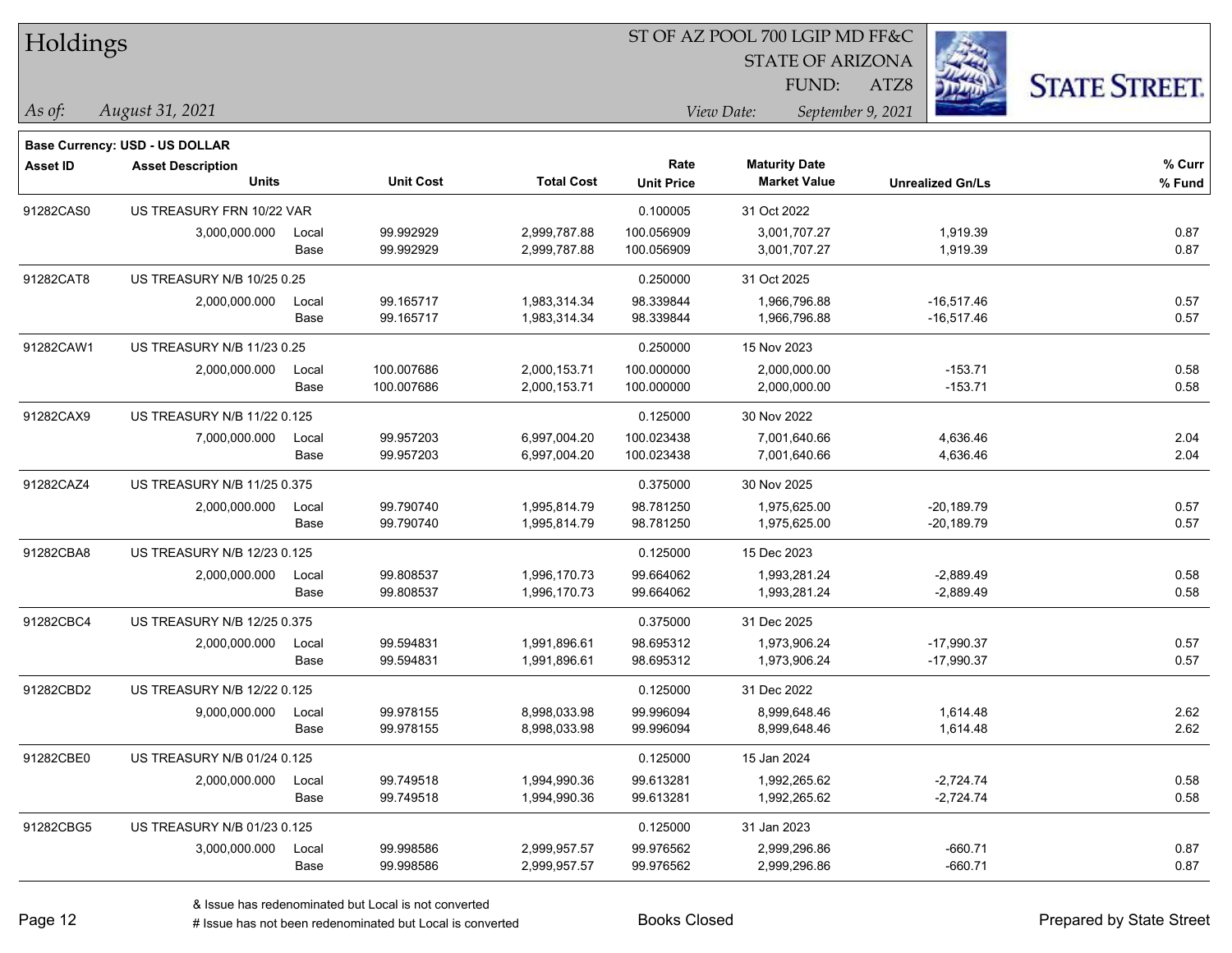# Holdings

ST OF AZ POOL 700 LGIP MD FF&C
STATE OF ARIZONA
FUND: ATZ8

*As of: August 31, 2021*

*View Date: September 9, 2021*

**Base Currency: USD - US DOLLAR**

| Asset ID | Asset Description / Units | | Unit Cost | Total Cost | Rate / Unit Price | Maturity Date / Market Value | Unrealized Gn/Ls | % Curr / % Fund |
|---|---|---|---|---|---|---|---|---|
| 91282CAS0 | US TREASURY FRN 10/22 VAR | | | | 0.100005 | 31 Oct 2022 | | |
| | 3,000,000.000 | Local | 99.992929 | 2,999,787.88 | 100.056909 | 3,001,707.27 | 1,919.39 | 0.87 |
| | | Base | 99.992929 | 2,999,787.88 | 100.056909 | 3,001,707.27 | 1,919.39 | 0.87 |
| 91282CAT8 | US TREASURY N/B 10/25 0.25 | | | | 0.250000 | 31 Oct 2025 | | |
| | 2,000,000.000 | Local | 99.165717 | 1,983,314.34 | 98.339844 | 1,966,796.88 | -16,517.46 | 0.57 |
| | | Base | 99.165717 | 1,983,314.34 | 98.339844 | 1,966,796.88 | -16,517.46 | 0.57 |
| 91282CAW1 | US TREASURY N/B 11/23 0.25 | | | | 0.250000 | 15 Nov 2023 | | |
| | 2,000,000.000 | Local | 100.007686 | 2,000,153.71 | 100.000000 | 2,000,000.00 | -153.71 | 0.58 |
| | | Base | 100.007686 | 2,000,153.71 | 100.000000 | 2,000,000.00 | -153.71 | 0.58 |
| 91282CAX9 | US TREASURY N/B 11/22 0.125 | | | | 0.125000 | 30 Nov 2022 | | |
| | 7,000,000.000 | Local | 99.957203 | 6,997,004.20 | 100.023438 | 7,001,640.66 | 4,636.46 | 2.04 |
| | | Base | 99.957203 | 6,997,004.20 | 100.023438 | 7,001,640.66 | 4,636.46 | 2.04 |
| 91282CAZ4 | US TREASURY N/B 11/25 0.375 | | | | 0.375000 | 30 Nov 2025 | | |
| | 2,000,000.000 | Local | 99.790740 | 1,995,814.79 | 98.781250 | 1,975,625.00 | -20,189.79 | 0.57 |
| | | Base | 99.790740 | 1,995,814.79 | 98.781250 | 1,975,625.00 | -20,189.79 | 0.57 |
| 91282CBA8 | US TREASURY N/B 12/23 0.125 | | | | 0.125000 | 15 Dec 2023 | | |
| | 2,000,000.000 | Local | 99.808537 | 1,996,170.73 | 99.664062 | 1,993,281.24 | -2,889.49 | 0.58 |
| | | Base | 99.808537 | 1,996,170.73 | 99.664062 | 1,993,281.24 | -2,889.49 | 0.58 |
| 91282CBC4 | US TREASURY N/B 12/25 0.375 | | | | 0.375000 | 31 Dec 2025 | | |
| | 2,000,000.000 | Local | 99.594831 | 1,991,896.61 | 98.695312 | 1,973,906.24 | -17,990.37 | 0.57 |
| | | Base | 99.594831 | 1,991,896.61 | 98.695312 | 1,973,906.24 | -17,990.37 | 0.57 |
| 91282CBD2 | US TREASURY N/B 12/22 0.125 | | | | 0.125000 | 31 Dec 2022 | | |
| | 9,000,000.000 | Local | 99.978155 | 8,998,033.98 | 99.996094 | 8,999,648.46 | 1,614.48 | 2.62 |
| | | Base | 99.978155 | 8,998,033.98 | 99.996094 | 8,999,648.46 | 1,614.48 | 2.62 |
| 91282CBE0 | US TREASURY N/B 01/24 0.125 | | | | 0.125000 | 15 Jan 2024 | | |
| | 2,000,000.000 | Local | 99.749518 | 1,994,990.36 | 99.613281 | 1,992,265.62 | -2,724.74 | 0.58 |
| | | Base | 99.749518 | 1,994,990.36 | 99.613281 | 1,992,265.62 | -2,724.74 | 0.58 |
| 91282CBG5 | US TREASURY N/B 01/23 0.125 | | | | 0.125000 | 31 Jan 2023 | | |
| | 3,000,000.000 | Local | 99.998586 | 2,999,957.57 | 99.976562 | 2,999,296.86 | -660.71 | 0.87 |
| | | Base | 99.998586 | 2,999,957.57 | 99.976562 | 2,999,296.86 | -660.71 | 0.87 |

& Issue has redenominated but Local is not converted
# Issue has not been redenominated but Local is converted

Books Closed

Prepared by State Street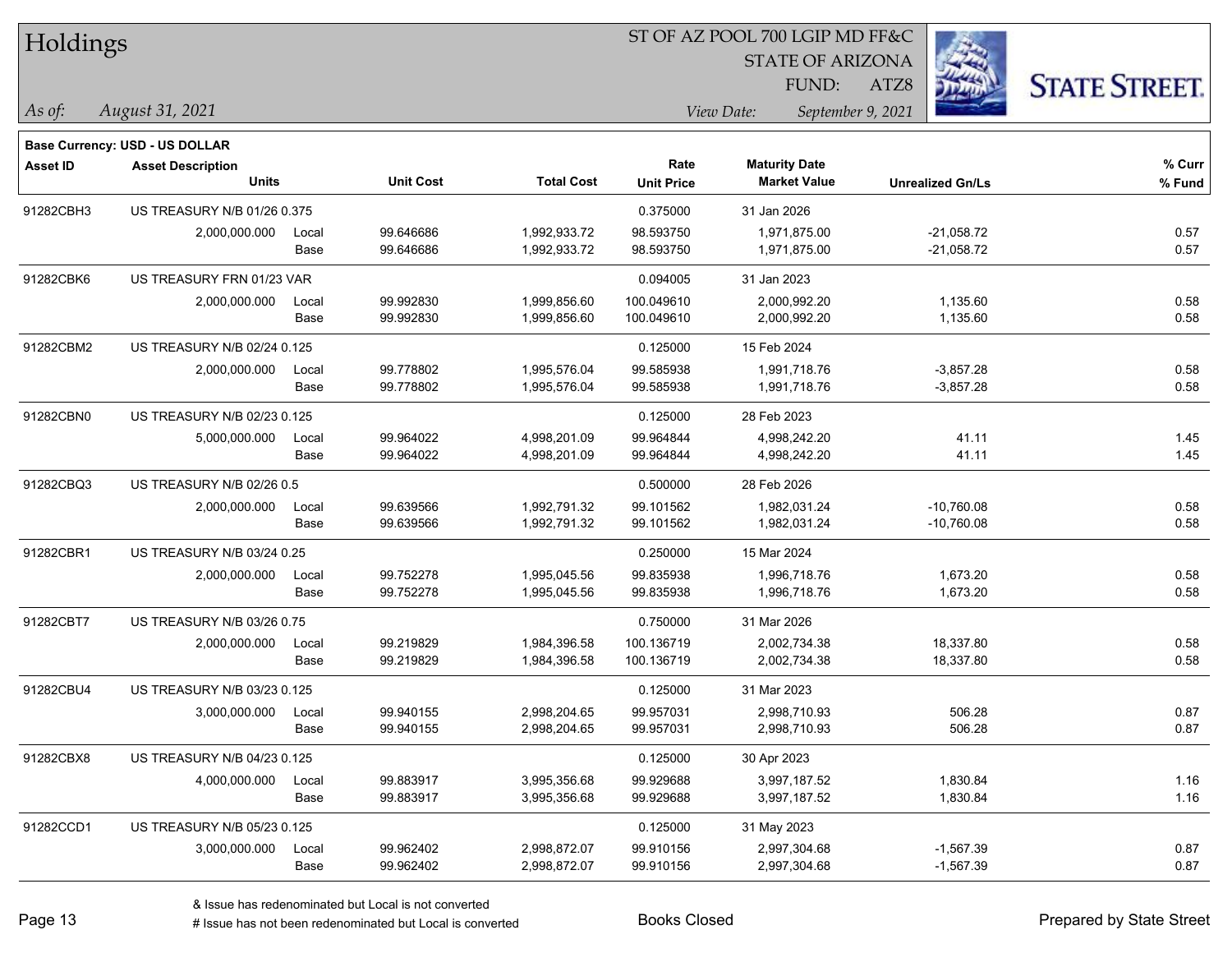# Holdings

ST OF AZ POOL 700 LGIP MD FF&C
STATE OF ARIZONA
FUND: ATZ8

*As of:* *August 31, 2021*
*View Date:* *September 9, 2021*

**Base Currency: USD - US DOLLAR**

| Asset ID | Asset Description / Units | | Unit Cost | Total Cost | Rate / Unit Price | Maturity Date / Market Value | Unrealized Gn/Ls | % Curr / % Fund |
|---|---|---|---|---|---|---|---|---|
| 91282CBH3 | US TREASURY N/B 01/26 0.375 | | | | 0.375000 | 31 Jan 2026 | | |
| | 2,000,000.000 | Local | 99.646686 | 1,992,933.72 | 98.593750 | 1,971,875.00 | -21,058.72 | 0.57 |
| | | Base | 99.646686 | 1,992,933.72 | 98.593750 | 1,971,875.00 | -21,058.72 | 0.57 |
| 91282CBK6 | US TREASURY FRN 01/23 VAR | | | | 0.094005 | 31 Jan 2023 | | |
| | 2,000,000.000 | Local | 99.992830 | 1,999,856.60 | 100.049610 | 2,000,992.20 | 1,135.60 | 0.58 |
| | | Base | 99.992830 | 1,999,856.60 | 100.049610 | 2,000,992.20 | 1,135.60 | 0.58 |
| 91282CBM2 | US TREASURY N/B 02/24 0.125 | | | | 0.125000 | 15 Feb 2024 | | |
| | 2,000,000.000 | Local | 99.778802 | 1,995,576.04 | 99.585938 | 1,991,718.76 | -3,857.28 | 0.58 |
| | | Base | 99.778802 | 1,995,576.04 | 99.585938 | 1,991,718.76 | -3,857.28 | 0.58 |
| 91282CBN0 | US TREASURY N/B 02/23 0.125 | | | | 0.125000 | 28 Feb 2023 | | |
| | 5,000,000.000 | Local | 99.964022 | 4,998,201.09 | 99.964844 | 4,998,242.20 | 41.11 | 1.45 |
| | | Base | 99.964022 | 4,998,201.09 | 99.964844 | 4,998,242.20 | 41.11 | 1.45 |
| 91282CBQ3 | US TREASURY N/B 02/26 0.5 | | | | 0.500000 | 28 Feb 2026 | | |
| | 2,000,000.000 | Local | 99.639566 | 1,992,791.32 | 99.101562 | 1,982,031.24 | -10,760.08 | 0.58 |
| | | Base | 99.639566 | 1,992,791.32 | 99.101562 | 1,982,031.24 | -10,760.08 | 0.58 |
| 91282CBR1 | US TREASURY N/B 03/24 0.25 | | | | 0.250000 | 15 Mar 2024 | | |
| | 2,000,000.000 | Local | 99.752278 | 1,995,045.56 | 99.835938 | 1,996,718.76 | 1,673.20 | 0.58 |
| | | Base | 99.752278 | 1,995,045.56 | 99.835938 | 1,996,718.76 | 1,673.20 | 0.58 |
| 91282CBT7 | US TREASURY N/B 03/26 0.75 | | | | 0.750000 | 31 Mar 2026 | | |
| | 2,000,000.000 | Local | 99.219829 | 1,984,396.58 | 100.136719 | 2,002,734.38 | 18,337.80 | 0.58 |
| | | Base | 99.219829 | 1,984,396.58 | 100.136719 | 2,002,734.38 | 18,337.80 | 0.58 |
| 91282CBU4 | US TREASURY N/B 03/23 0.125 | | | | 0.125000 | 31 Mar 2023 | | |
| | 3,000,000.000 | Local | 99.940155 | 2,998,204.65 | 99.957031 | 2,998,710.93 | 506.28 | 0.87 |
| | | Base | 99.940155 | 2,998,204.65 | 99.957031 | 2,998,710.93 | 506.28 | 0.87 |
| 91282CBX8 | US TREASURY N/B 04/23 0.125 | | | | 0.125000 | 30 Apr 2023 | | |
| | 4,000,000.000 | Local | 99.883917 | 3,995,356.68 | 99.929688 | 3,997,187.52 | 1,830.84 | 1.16 |
| | | Base | 99.883917 | 3,995,356.68 | 99.929688 | 3,997,187.52 | 1,830.84 | 1.16 |
| 91282CCD1 | US TREASURY N/B 05/23 0.125 | | | | 0.125000 | 31 May 2023 | | |
| | 3,000,000.000 | Local | 99.962402 | 2,998,872.07 | 99.910156 | 2,997,304.68 | -1,567.39 | 0.87 |
| | | Base | 99.962402 | 2,998,872.07 | 99.910156 | 2,997,304.68 | -1,567.39 | 0.87 |

& Issue has redenominated but Local is not converted
# Issue has not been redenominated but Local is converted

Books Closed

Prepared by State Street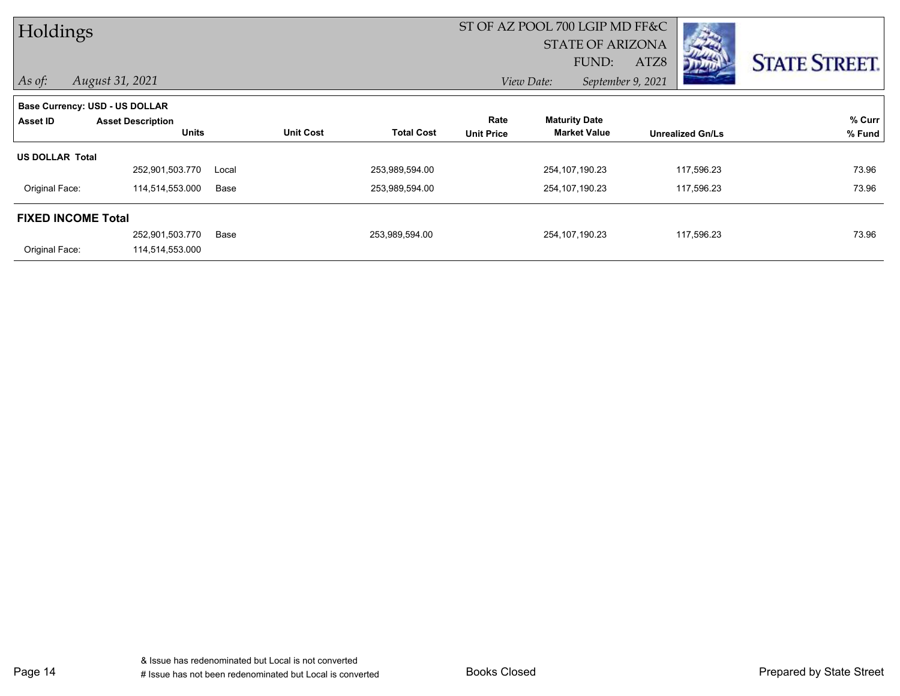# Holdings

ST OF AZ POOL 700 LGIP MD FF&C
STATE OF ARIZONA
FUND: ATZ8

*As of: August 31, 2021*

*View Date: September 9, 2021*

**Base Currency: USD - US DOLLAR**

| Asset ID | Asset Description Units | | Unit Cost | Total Cost | Rate Unit Price | Maturity Date Market Value | Unrealized Gn/Ls | % Curr % Fund |
|---|---|---|---|---|---|---|---|---|
| **US DOLLAR Total** | | | | | | | | |
| | 252,901,503.770 | Local | | 253,989,594.00 | | 254,107,190.23 | 117,596.23 | 73.96 |
| Original Face: | 114,514,553.000 | Base | | 253,989,594.00 | | 254,107,190.23 | 117,596.23 | 73.96 |
| **FIXED INCOME Total** | | | | | | | | |
| | 252,901,503.770 | Base | | 253,989,594.00 | | 254,107,190.23 | 117,596.23 | 73.96 |
| Original Face: | 114,514,553.000 | | | | | | | |

& Issue has redenominated but Local is not converted
# Issue has not been redenominated but Local is converted

Books Closed

Prepared by State Street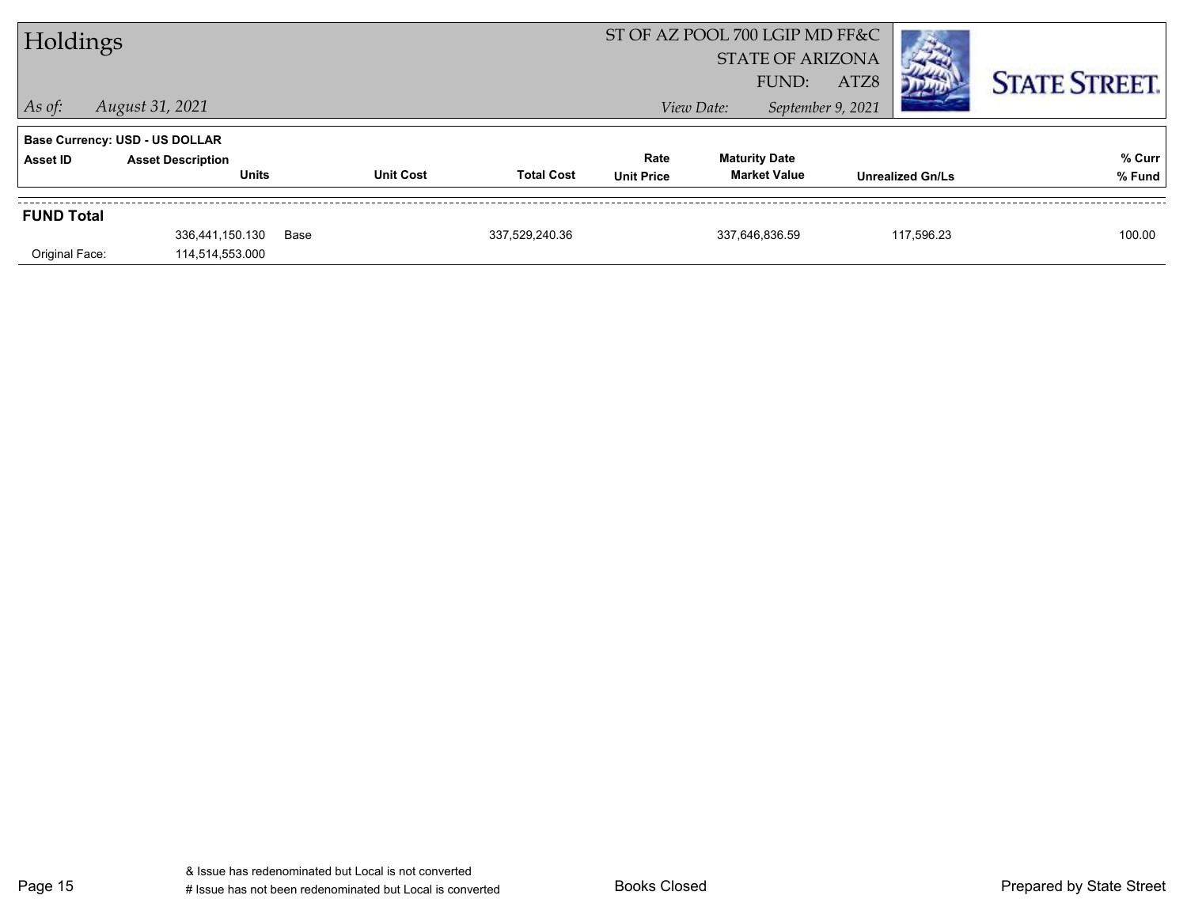# Holdings

**ST OF AZ POOL 700 LGIP MD FF&C**
**STATE OF ARIZONA**
**FUND: ATZ8**

*As of: August 31, 2021*

*View Date: September 9, 2021*

STATE STREET.

**Base Currency: USD - US DOLLAR**

| Asset ID | Asset Description / Units | | Unit Cost | Total Cost | Rate / Unit Price | Maturity Date / Market Value | Unrealized Gn/Ls | % Curr / % Fund |
|---|---|---|---|---|---|---|---|---|
| **FUND Total** | | | | | | | | |
| | 336,441,150.130 | Base | | 337,529,240.36 | | 337,646,836.59 | 117,596.23 | 100.00 |
| Original Face: | 114,514,553.000 | | | | | | | |

& Issue has redenominated but Local is not converted

# Issue has not been redenominated but Local is converted

Books Closed

Prepared by State Street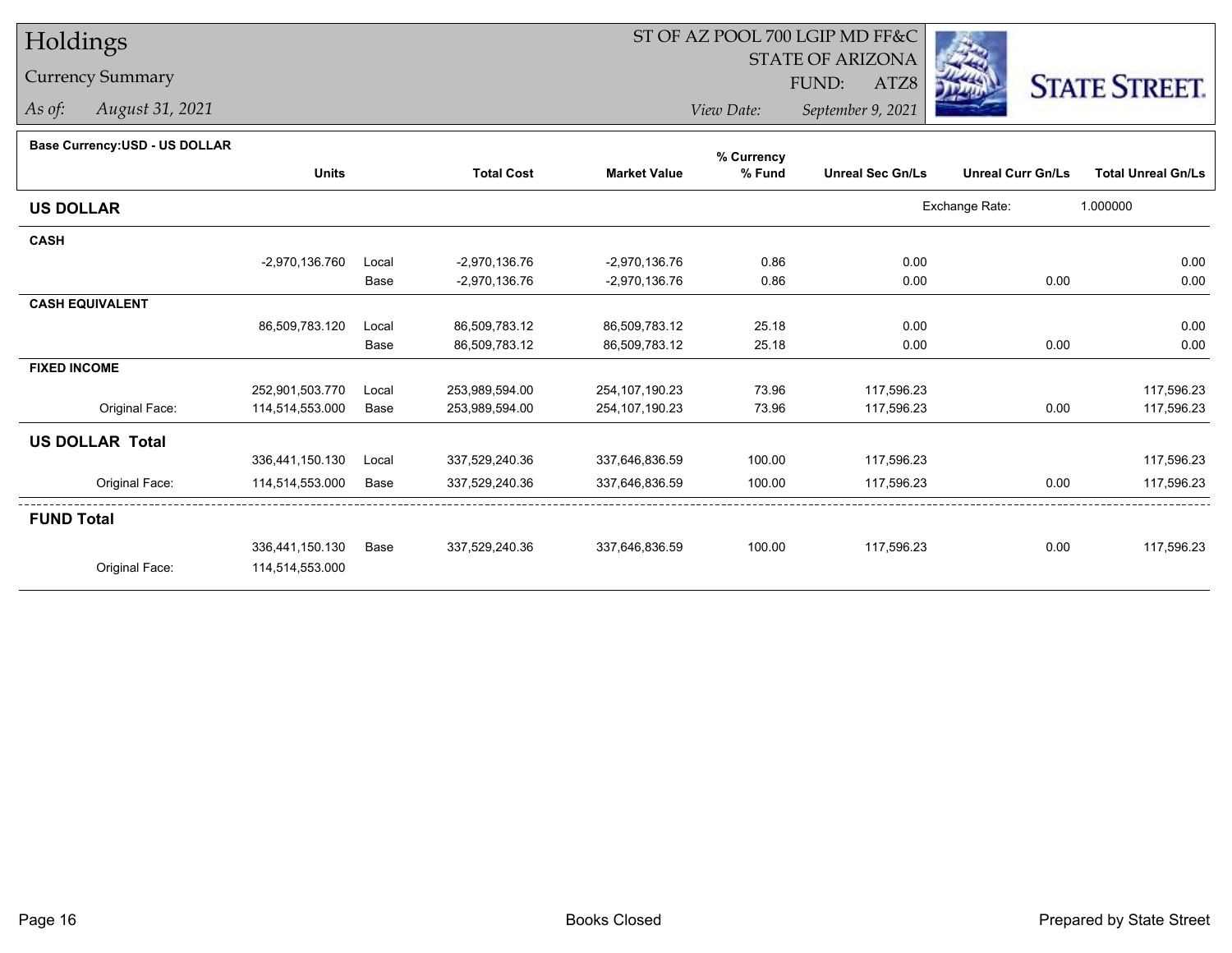# Holdings

## Currency Summary

*As of: August 31, 2021*

ST OF AZ POOL 700 LGIP MD FF&C
STATE OF ARIZONA
FUND: ATZ8

*View Date: September 9, 2021*

STATE STREET.

**Base Currency:USD - US DOLLAR**

| | Units | | Total Cost | Market Value | % Currency % Fund | Unreal Sec Gn/Ls | Unreal Curr Gn/Ls | Total Unreal Gn/Ls |
|---|---|---|---|---|---|---|---|---|
| **US DOLLAR** | | | | | | Exchange Rate: | 1.000000 | |
| **CASH** | | | | | | | | |
| | -2,970,136.760 | Local | -2,970,136.76 | -2,970,136.76 | 0.86 | 0.00 | | 0.00 |
| | | Base | -2,970,136.76 | -2,970,136.76 | 0.86 | 0.00 | 0.00 | 0.00 |
| **CASH EQUIVALENT** | | | | | | | | |
| | 86,509,783.120 | Local | 86,509,783.12 | 86,509,783.12 | 25.18 | 0.00 | | 0.00 |
| | | Base | 86,509,783.12 | 86,509,783.12 | 25.18 | 0.00 | 0.00 | 0.00 |
| **FIXED INCOME** | | | | | | | | |
| | 252,901,503.770 | Local | 253,989,594.00 | 254,107,190.23 | 73.96 | 117,596.23 | | 117,596.23 |
| Original Face: | 114,514,553.000 | Base | 253,989,594.00 | 254,107,190.23 | 73.96 | 117,596.23 | 0.00 | 117,596.23 |
| **US DOLLAR Total** | | | | | | | | |
| | 336,441,150.130 | Local | 337,529,240.36 | 337,646,836.59 | 100.00 | 117,596.23 | | 117,596.23 |
| Original Face: | 114,514,553.000 | Base | 337,529,240.36 | 337,646,836.59 | 100.00 | 117,596.23 | 0.00 | 117,596.23 |
| **FUND Total** | | | | | | | | |
| | 336,441,150.130 | Base | 337,529,240.36 | 337,646,836.59 | 100.00 | 117,596.23 | 0.00 | 117,596.23 |
| Original Face: | 114,514,553.000 | | | | | | | |

Books Closed

Prepared by State Street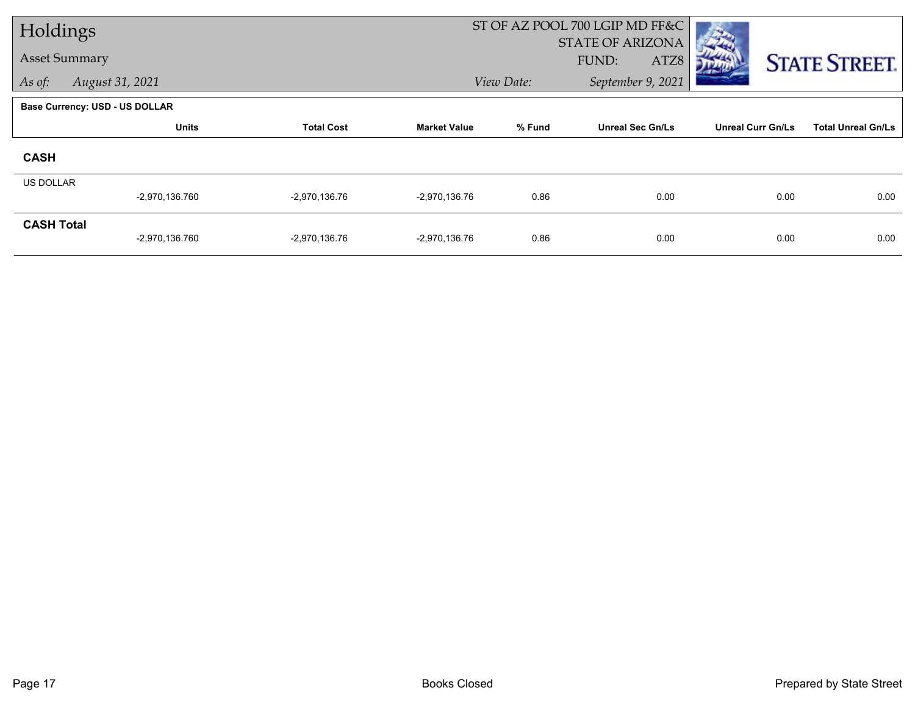# Holdings

## Asset Summary

*As of:* *August 31, 2021*

ST OF AZ POOL 700 LGIP MD FF&C
STATE OF ARIZONA
FUND: ATZ8

*View Date:* *September 9, 2021*

**Base Currency: USD - US DOLLAR**

| | Units | Total Cost | Market Value | % Fund | Unreal Sec Gn/Ls | Unreal Curr Gn/Ls | Total Unreal Gn/Ls |
|---|---|---|---|---|---|---|---|
| **CASH** | | | | | | | |
| US DOLLAR | | | | | | | |
| | -2,970,136.760 | -2,970,136.76 | -2,970,136.76 | 0.86 | 0.00 | 0.00 | 0.00 |
| **CASH Total** | | | | | | | |
| | -2,970,136.760 | -2,970,136.76 | -2,970,136.76 | 0.86 | 0.00 | 0.00 | 0.00 |

Books Closed

Prepared by State Street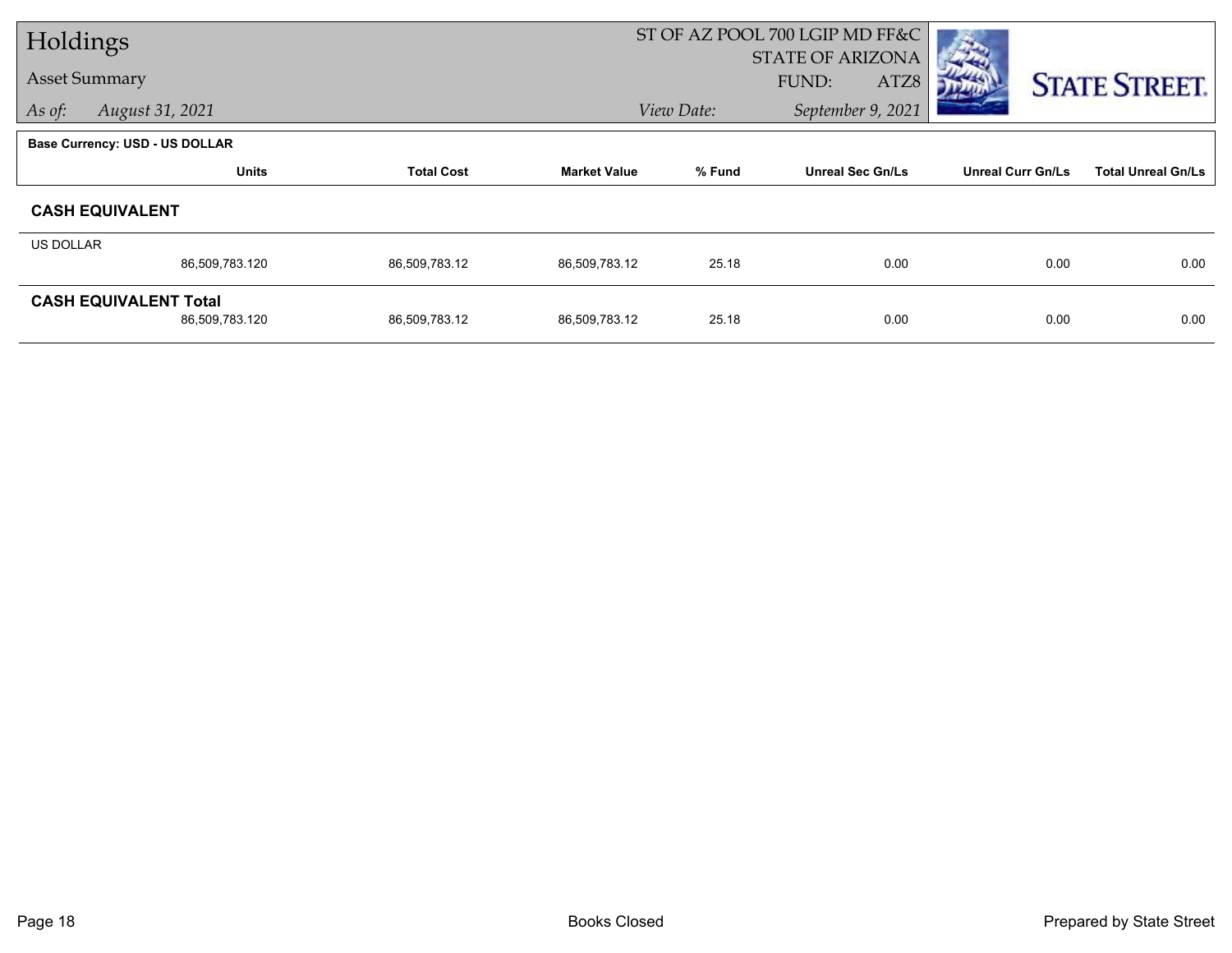# Holdings

Asset Summary

*As of:* *August 31, 2021*

ST OF AZ POOL 700 LGIP MD FF&C
STATE OF ARIZONA
FUND: ATZ8
*View Date:* *September 9, 2021*

**Base Currency: USD - US DOLLAR**

| | Units | Total Cost | Market Value | % Fund | Unreal Sec Gn/Ls | Unreal Curr Gn/Ls | Total Unreal Gn/Ls |
|---|---|---|---|---|---|---|---|
| **CASH EQUIVALENT** | | | | | | | |
| US DOLLAR | 86,509,783.120 | 86,509,783.12 | 86,509,783.12 | 25.18 | 0.00 | 0.00 | 0.00 |
| **CASH EQUIVALENT Total** | 86,509,783.120 | 86,509,783.12 | 86,509,783.12 | 25.18 | 0.00 | 0.00 | 0.00 |

Books Closed

Prepared by State Street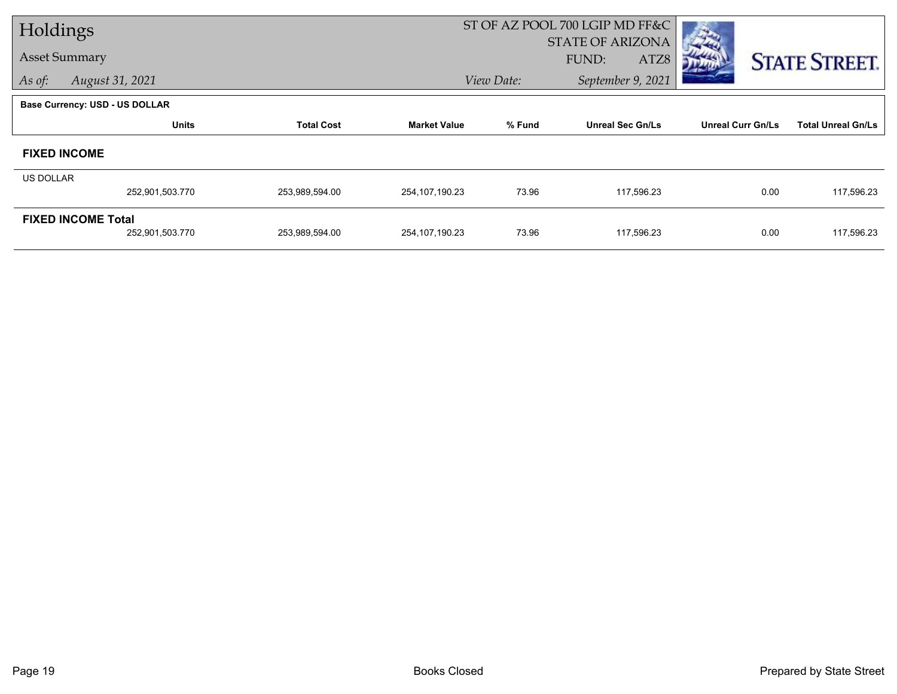# Holdings

Asset Summary

*As of: August 31, 2021*

ST OF AZ POOL 700 LGIP MD FF&C
STATE OF ARIZONA
FUND: ATZ8

*View Date: September 9, 2021*

**Base Currency: USD - US DOLLAR**

| | Units | Total Cost | Market Value | % Fund | Unreal Sec Gn/Ls | Unreal Curr Gn/Ls | Total Unreal Gn/Ls |
|---|---|---|---|---|---|---|---|
| **FIXED INCOME** | | | | | | | |
| US DOLLAR | 252,901,503.770 | 253,989,594.00 | 254,107,190.23 | 73.96 | 117,596.23 | 0.00 | 117,596.23 |
| **FIXED INCOME Total** | 252,901,503.770 | 253,989,594.00 | 254,107,190.23 | 73.96 | 117,596.23 | 0.00 | 117,596.23 |

Books Closed

Prepared by State Street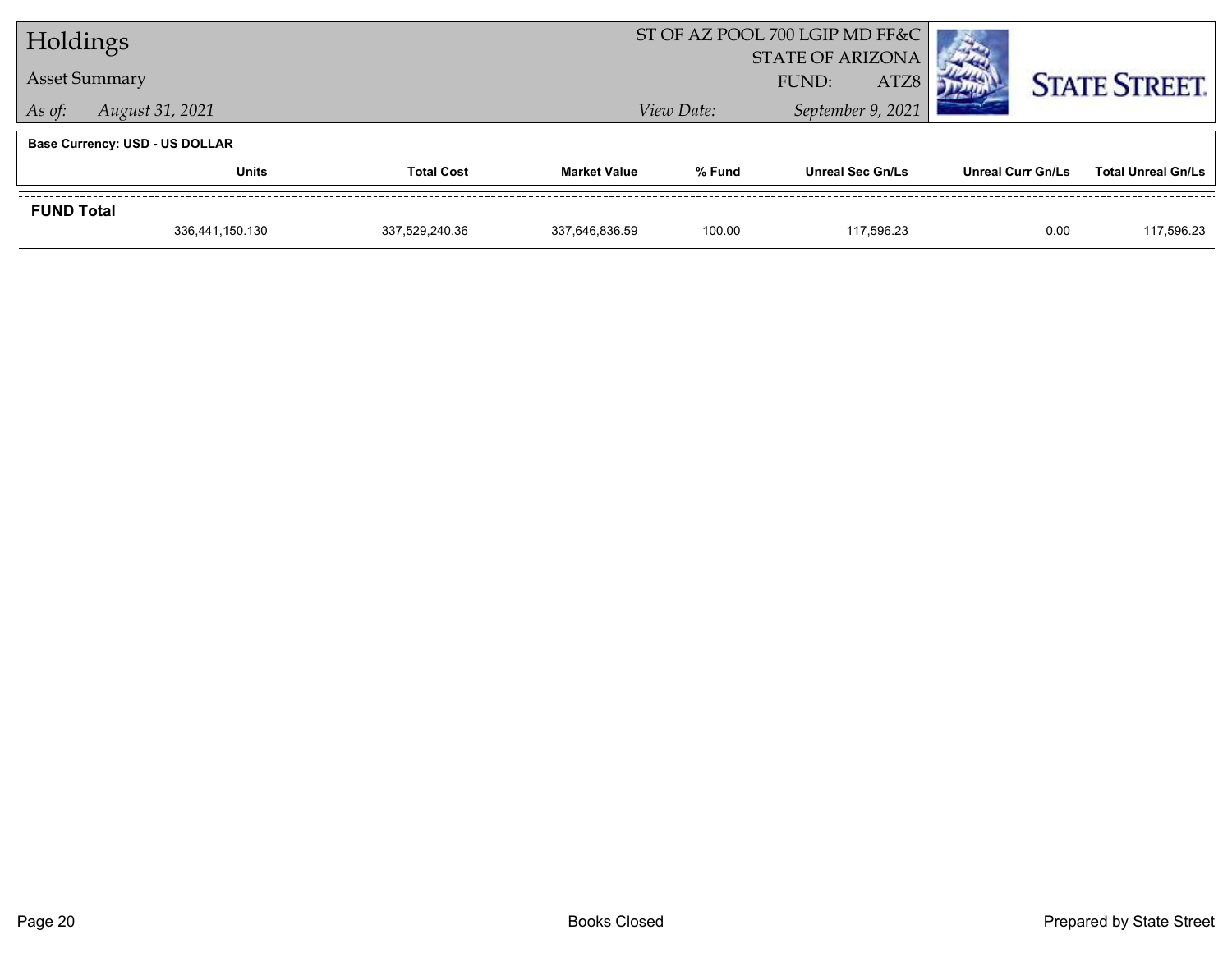# Holdings

**Asset Summary**

*As of:* *August 31, 2021*

ST OF AZ POOL 700 LGIP MD FF&C
STATE OF ARIZONA
FUND: ATZ8
*View Date:* *September 9, 2021*

**Base Currency: USD - US DOLLAR**

| | Units | Total Cost | Market Value | % Fund | Unreal Sec Gn/Ls | Unreal Curr Gn/Ls | Total Unreal Gn/Ls |
|---|---|---|---|---|---|---|---|
| **FUND Total** | | | | | | | |
| | 336,441,150.130 | 337,529,240.36 | 337,646,836.59 | 100.00 | 117,596.23 | 0.00 | 117,596.23 |

Books Closed

Prepared by State Street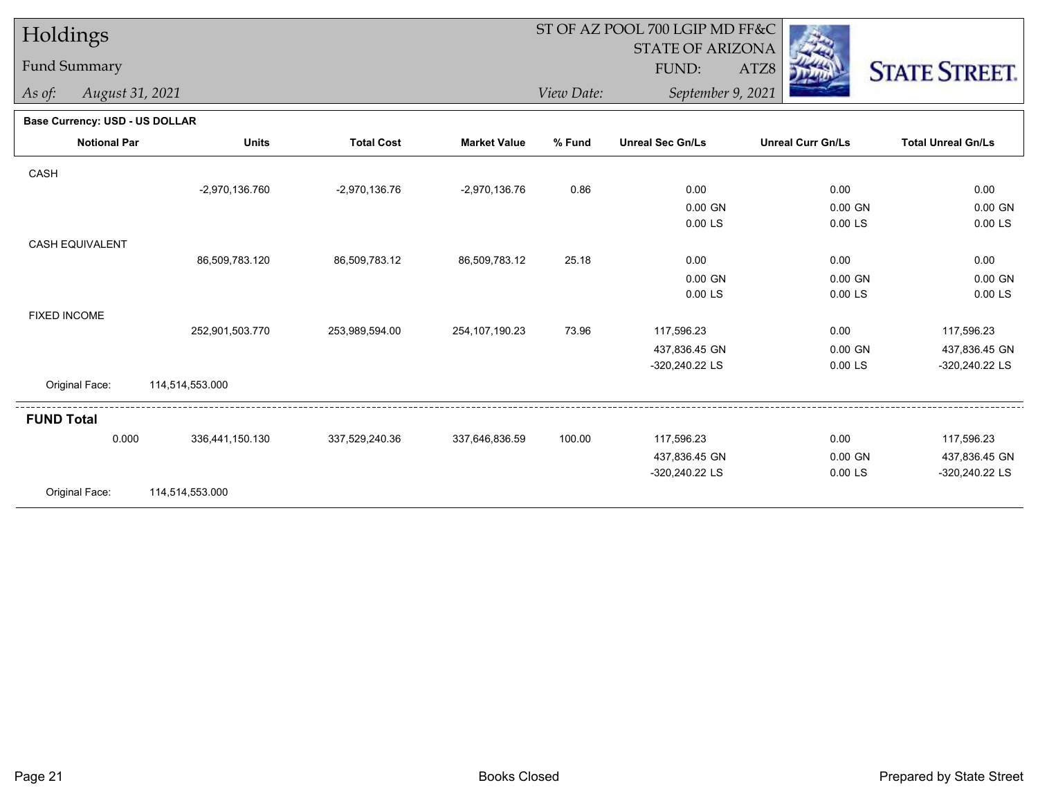# Holdings

Fund Summary

*As of: August 31, 2021*

ST OF AZ POOL 700 LGIP MD FF&C
STATE OF ARIZONA
FUND: ATZ8

*View Date: September 9, 2021*

STATE STREET.

**Base Currency: USD - US DOLLAR**

| Notional Par | Units | Total Cost | Market Value | % Fund | Unreal Sec Gn/Ls | Unreal Curr Gn/Ls | Total Unreal Gn/Ls |
|---|---|---|---|---|---|---|---|
| CASH | | | | | | | |
| | -2,970,136.760 | -2,970,136.76 | -2,970,136.76 | 0.86 | 0.00 | 0.00 | 0.00 |
| | | | | | 0.00 GN | 0.00 GN | 0.00 GN |
| | | | | | 0.00 LS | 0.00 LS | 0.00 LS |
| CASH EQUIVALENT | | | | | | | |
| | 86,509,783.120 | 86,509,783.12 | 86,509,783.12 | 25.18 | 0.00 | 0.00 | 0.00 |
| | | | | | 0.00 GN | 0.00 GN | 0.00 GN |
| | | | | | 0.00 LS | 0.00 LS | 0.00 LS |
| FIXED INCOME | | | | | | | |
| | 252,901,503.770 | 253,989,594.00 | 254,107,190.23 | 73.96 | 117,596.23 | 0.00 | 117,596.23 |
| | | | | | 437,836.45 GN | 0.00 GN | 437,836.45 GN |
| | | | | | -320,240.22 LS | 0.00 LS | -320,240.22 LS |
| Original Face: | 114,514,553.000 | | | | | | |
| **FUND Total** | | | | | | | |
| 0.000 | 336,441,150.130 | 337,529,240.36 | 337,646,836.59 | 100.00 | 117,596.23 | 0.00 | 117,596.23 |
| | | | | | 437,836.45 GN | 0.00 GN | 437,836.45 GN |
| | | | | | -320,240.22 LS | 0.00 LS | -320,240.22 LS |
| Original Face: | 114,514,553.000 | | | | | | |

Books Closed

Prepared by State Street